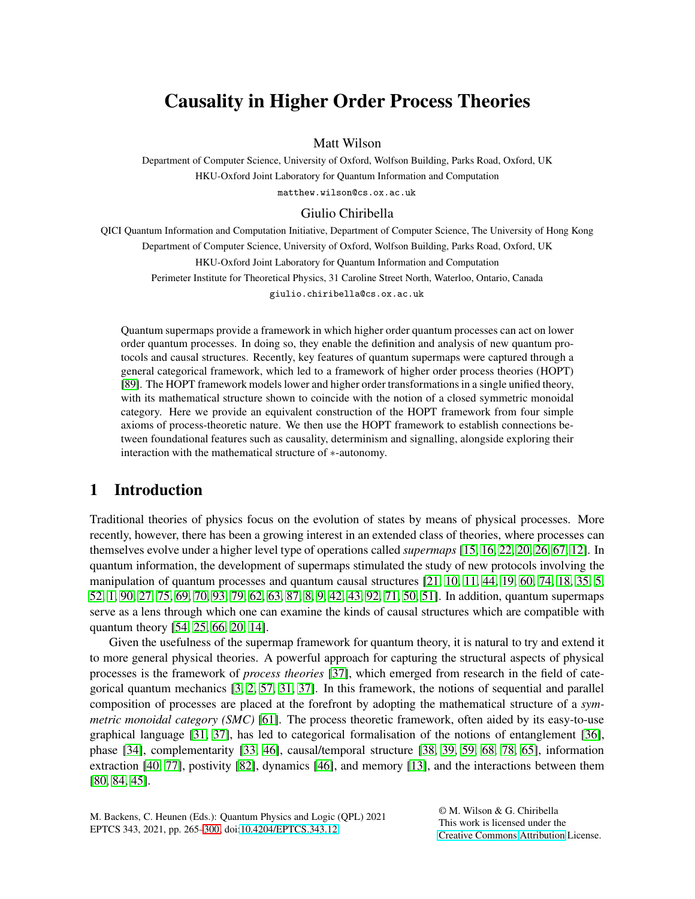# Causality in Higher Order Process Theories

Matt Wilson

Department of Computer Science, University of Oxford, Wolfson Building, Parks Road, Oxford, UK

HKU-Oxford Joint Laboratory for Quantum Information and Computation

matthew.wilson@cs.ox.ac.uk

Giulio Chiribella

QICI Quantum Information and Computation Initiative, Department of Computer Science, The University of Hong Kong

Department of Computer Science, University of Oxford, Wolfson Building, Parks Road, Oxford, UK

HKU-Oxford Joint Laboratory for Quantum Information and Computation

Perimeter Institute for Theoretical Physics, 31 Caroline Street North, Waterloo, Ontario, Canada

giulio.chiribella@cs.ox.ac.uk

Quantum supermaps provide a framework in which higher order quantum processes can act on lower order quantum processes. In doing so, they enable the definition and analysis of new quantum protocols and causal structures. Recently, key features of quantum supermaps were captured through a general categorical framework, which led to a framework of higher order process theories (HOPT) [89]. The HOPT framework models lower and higher order transformations in a single unified theory, with its mathematical structure shown to coincide with the notion of a closed symmetric monoidal category. Here we provide an equivalent construction of the HOPT framework from four simple axioms of process-theoretic nature. We then use the HOPT framework to establish connections between foundational features such as causality, determinism and signalling, alongside exploring their interaction with the mathematical structure of $*$-autonomy.

## 1 Introduction

Traditional theories of physics focus on the evolution of states by means of physical processes. More recently, however, there has been a growing interest in an extended class of theories, where processes can themselves evolve under a higher level type of operations called *supermaps* [15, 16, 22, 20, 26, 67, 12]. In quantum information, the development of supermaps stimulated the study of new protocols involving the manipulation of quantum processes and quantum causal structures [21, 10, 11, 44, 19, 60, 74, 18, 35, 5, 52, 1, 90, 27, 75, 69, 70, 93, 79, 62, 63, 87, 8, 9, 42, 43, 92, 71, 50, 51]. In addition, quantum supermaps serve as a lens through which one can examine the kinds of causal structures which are compatible with quantum theory [54, 25, 66, 20, 14].

Given the usefulness of the supermap framework for quantum theory, it is natural to try and extend it to more general physical theories. A powerful approach for capturing the structural aspects of physical processes is the framework of *process theories* [37], which emerged from research in the field of categorical quantum mechanics [3, 2, 57, 31, 37]. In this framework, the notions of sequential and parallel composition of processes are placed at the forefront by adopting the mathematical structure of a *symmetric monoidal category (SMC)* [61]. The process theoretic framework, often aided by its easy-to-use graphical language [31, 37], has led to categorical formalisation of the notions of entanglement [36], phase [34], complementarity [33, 46], causal/temporal structure [38, 39, 59, 68, 78, 65], information extraction [40, 77], positivity [82], dynamics [46], and memory [13], and the interactions between them [80, 84, 45].

M. Backens, C. Heunen (Eds.): Quantum Physics and Logic (QPL) 2021
EPTCS 343, 2021, pp. 265–300, doi:10.4204/EPTCS.343.12

© M. Wilson & G. Chiribella
This work is licensed under the Creative Commons Attribution License.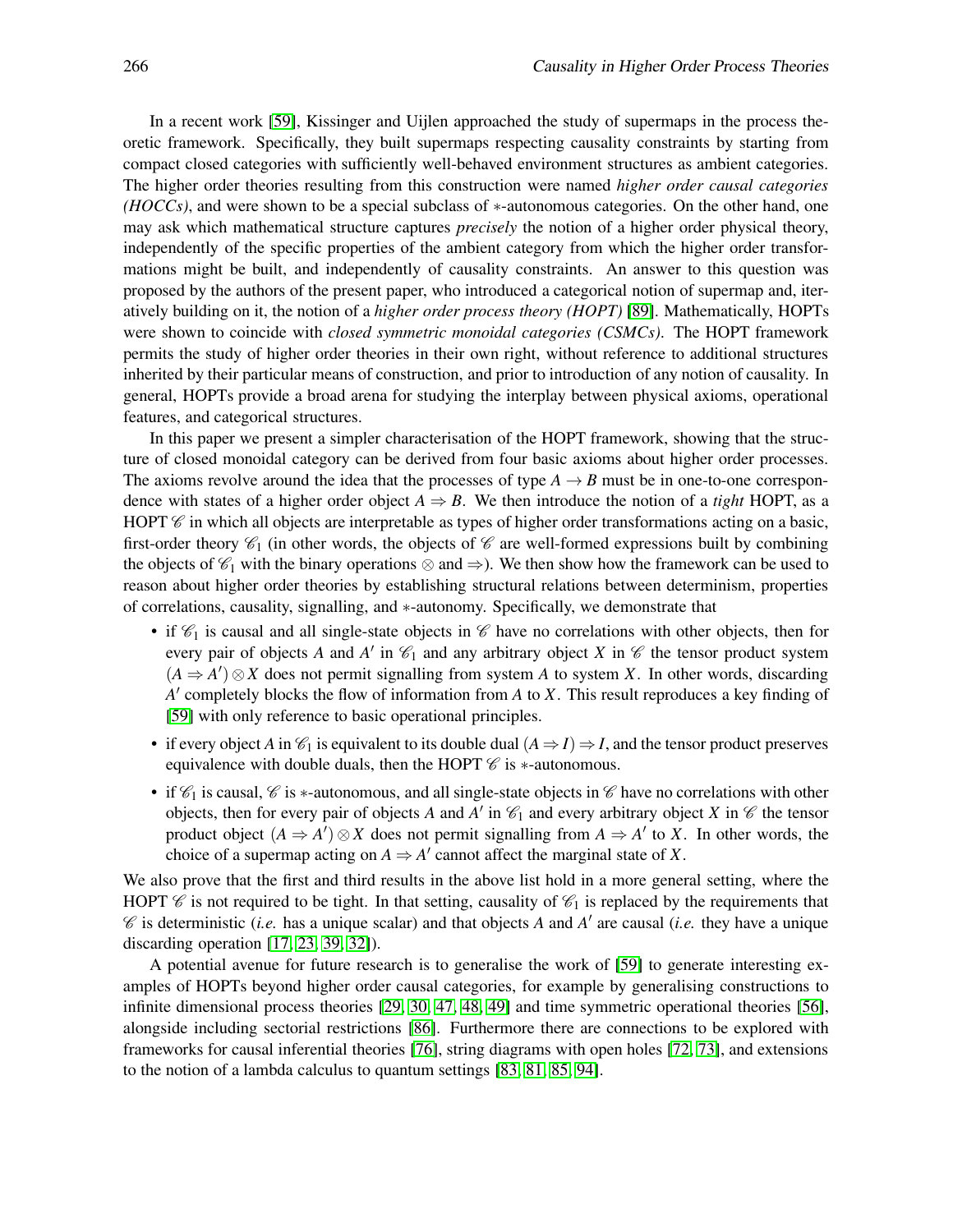In a recent work [59], Kissinger and Uijlen approached the study of supermaps in the process theoretic framework. Specifically, they built supermaps respecting causality constraints by starting from compact closed categories with sufficiently well-behaved environment structures as ambient categories. The higher order theories resulting from this construction were named *higher order causal categories (HOCCs)*, and were shown to be a special subclass of $*$-autonomous categories. On the other hand, one may ask which mathematical structure captures *precisely* the notion of a higher order physical theory, independently of the specific properties of the ambient category from which the higher order transformations might be built, and independently of causality constraints. An answer to this question was proposed by the authors of the present paper, who introduced a categorical notion of supermap and, iteratively building on it, the notion of a *higher order process theory (HOPT)* [89]. Mathematically, HOPTs were shown to coincide with *closed symmetric monoidal categories (CSMCs)*. The HOPT framework permits the study of higher order theories in their own right, without reference to additional structures inherited by their particular means of construction, and prior to introduction of any notion of causality. In general, HOPTs provide a broad arena for studying the interplay between physical axioms, operational features, and categorical structures.

In this paper we present a simpler characterisation of the HOPT framework, showing that the structure of closed monoidal category can be derived from four basic axioms about higher order processes. The axioms revolve around the idea that the processes of type $A \to B$ must be in one-to-one correspondence with states of a higher order object $A \Rightarrow B$. We then introduce the notion of a *tight* HOPT, as a HOPT $\mathscr{C}$ in which all objects are interpretable as types of higher order transformations acting on a basic, first-order theory $\mathscr{C}_1$ (in other words, the objects of $\mathscr{C}$ are well-formed expressions built by combining the objects of $\mathscr{C}_1$ with the binary operations $\otimes$ and $\Rightarrow$). We then show how the framework can be used to reason about higher order theories by establishing structural relations between determinism, properties of correlations, causality, signalling, and $*$-autonomy. Specifically, we demonstrate that

- if $\mathscr{C}_1$ is causal and all single-state objects in $\mathscr{C}$ have no correlations with other objects, then for every pair of objects $A$ and $A'$ in $\mathscr{C}_1$ and any arbitrary object $X$ in $\mathscr{C}$ the tensor product system $(A \Rightarrow A') \otimes X$ does not permit signalling from system $A$ to system $X$. In other words, discarding $A'$ completely blocks the flow of information from $A$ to $X$. This result reproduces a key finding of [59] with only reference to basic operational principles.
- if every object $A$ in $\mathscr{C}_1$ is equivalent to its double dual $(A \Rightarrow I) \Rightarrow I$, and the tensor product preserves equivalence with double duals, then the HOPT $\mathscr{C}$ is $*$-autonomous.
- if $\mathscr{C}_1$ is causal, $\mathscr{C}$ is $*$-autonomous, and all single-state objects in $\mathscr{C}$ have no correlations with other objects, then for every pair of objects $A$ and $A'$ in $\mathscr{C}_1$ and every arbitrary object $X$ in $\mathscr{C}$ the tensor product object $(A \Rightarrow A') \otimes X$ does not permit signalling from $A \Rightarrow A'$ to $X$. In other words, the choice of a supermap acting on $A \Rightarrow A'$ cannot affect the marginal state of $X$.

We also prove that the first and third results in the above list hold in a more general setting, where the HOPT $\mathscr{C}$ is not required to be tight. In that setting, causality of $\mathscr{C}_1$ is replaced by the requirements that $\mathscr{C}$ is deterministic (*i.e.* has a unique scalar) and that objects $A$ and $A'$ are causal (*i.e.* they have a unique discarding operation [17, 23, 39, 32]).

A potential avenue for future research is to generalise the work of [59] to generate interesting examples of HOPTs beyond higher order causal categories, for example by generalising constructions to infinite dimensional process theories [29, 30, 47, 48, 49] and time symmetric operational theories [56], alongside including sectorial restrictions [86]. Furthermore there are connections to be explored with frameworks for causal inferential theories [76], string diagrams with open holes [72, 73], and extensions to the notion of a lambda calculus to quantum settings [83, 81, 85, 94].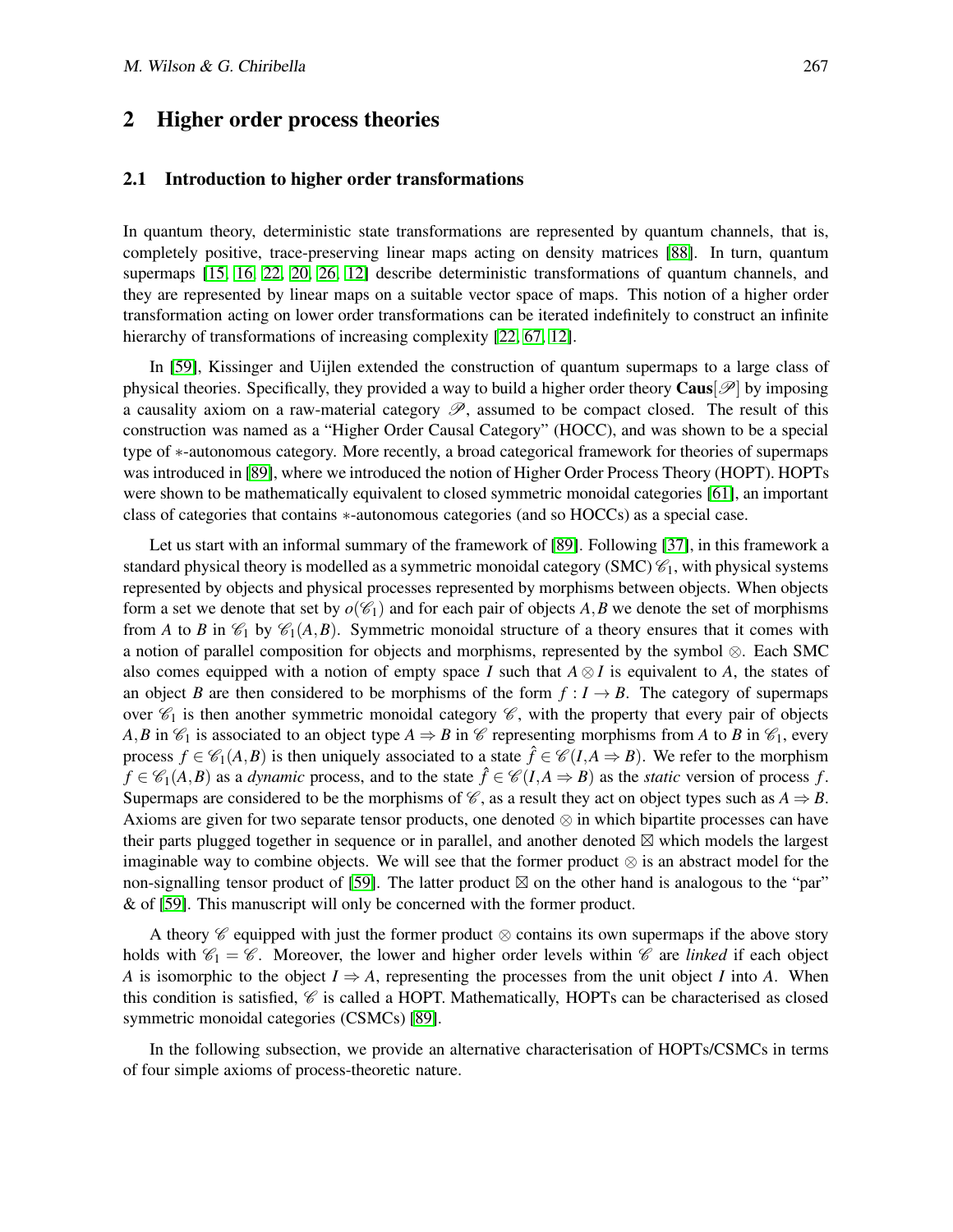## 2 Higher order process theories

### 2.1 Introduction to higher order transformations

In quantum theory, deterministic state transformations are represented by quantum channels, that is, completely positive, trace-preserving linear maps acting on density matrices [88]. In turn, quantum supermaps [15, 16, 22, 20, 26, 12] describe deterministic transformations of quantum channels, and they are represented by linear maps on a suitable vector space of maps. This notion of a higher order transformation acting on lower order transformations can be iterated indefinitely to construct an infinite hierarchy of transformations of increasing complexity [22, 67, 12].

In [59], Kissinger and Uijlen extended the construction of quantum supermaps to a large class of physical theories. Specifically, they provided a way to build a higher order theory $\mathbf{Caus}[\mathscr{P}]$ by imposing a causality axiom on a raw-material category $\mathscr{P}$, assumed to be compact closed. The result of this construction was named as a "Higher Order Causal Category" (HOCC), and was shown to be a special type of $*$-autonomous category. More recently, a broad categorical framework for theories of supermaps was introduced in [89], where we introduced the notion of Higher Order Process Theory (HOPT). HOPTs were shown to be mathematically equivalent to closed symmetric monoidal categories [61], an important class of categories that contains $*$-autonomous categories (and so HOCCs) as a special case.

Let us start with an informal summary of the framework of [89]. Following [37], in this framework a standard physical theory is modelled as a symmetric monoidal category (SMC) $\mathscr{C}_1$, with physical systems represented by objects and physical processes represented by morphisms between objects. When objects form a set we denote that set by $o(\mathscr{C}_1)$ and for each pair of objects $A,B$ we denote the set of morphisms from $A$ to $B$ in $\mathscr{C}_1$ by $\mathscr{C}_1(A,B)$. Symmetric monoidal structure of a theory ensures that it comes with a notion of parallel composition for objects and morphisms, represented by the symbol $\otimes$. Each SMC also comes equipped with a notion of empty space $I$ such that $A \otimes I$ is equivalent to $A$, the states of an object $B$ are then considered to be morphisms of the form $f : I \to B$. The category of supermaps over $\mathscr{C}_1$ is then another symmetric monoidal category $\mathscr{C}$, with the property that every pair of objects $A,B$ in $\mathscr{C}_1$ is associated to an object type $A \Rightarrow B$ in $\mathscr{C}$ representing morphisms from $A$ to $B$ in $\mathscr{C}_1$, every process $f \in \mathscr{C}_1(A,B)$ is then uniquely associated to a state $\hat{f} \in \mathscr{C}(I, A \Rightarrow B)$. We refer to the morphism $f \in \mathscr{C}_1(A,B)$ as a *dynamic* process, and to the state $\hat{f} \in \mathscr{C}(I, A \Rightarrow B)$ as the *static* version of process $f$. Supermaps are considered to be the morphisms of $\mathscr{C}$, as a result they act on object types such as $A \Rightarrow B$. Axioms are given for two separate tensor products, one denoted $\otimes$ in which bipartite processes can have their parts plugged together in sequence or in parallel, and another denoted $\boxtimes$ which models the largest imaginable way to combine objects. We will see that the former product $\otimes$ is an abstract model for the non-signalling tensor product of [59]. The latter product $\boxtimes$ on the other hand is analogous to the "par" & of [59]. This manuscript will only be concerned with the former product.

A theory $\mathscr{C}$ equipped with just the former product $\otimes$ contains its own supermaps if the above story holds with $\mathscr{C}_1 = \mathscr{C}$. Moreover, the lower and higher order levels within $\mathscr{C}$ are *linked* if each object $A$ is isomorphic to the object $I \Rightarrow A$, representing the processes from the unit object $I$ into $A$. When this condition is satisfied, $\mathscr{C}$ is called a HOPT. Mathematically, HOPTs can be characterised as closed symmetric monoidal categories (CSMCs) [89].

In the following subsection, we provide an alternative characterisation of HOPTs/CSMCs in terms of four simple axioms of process-theoretic nature.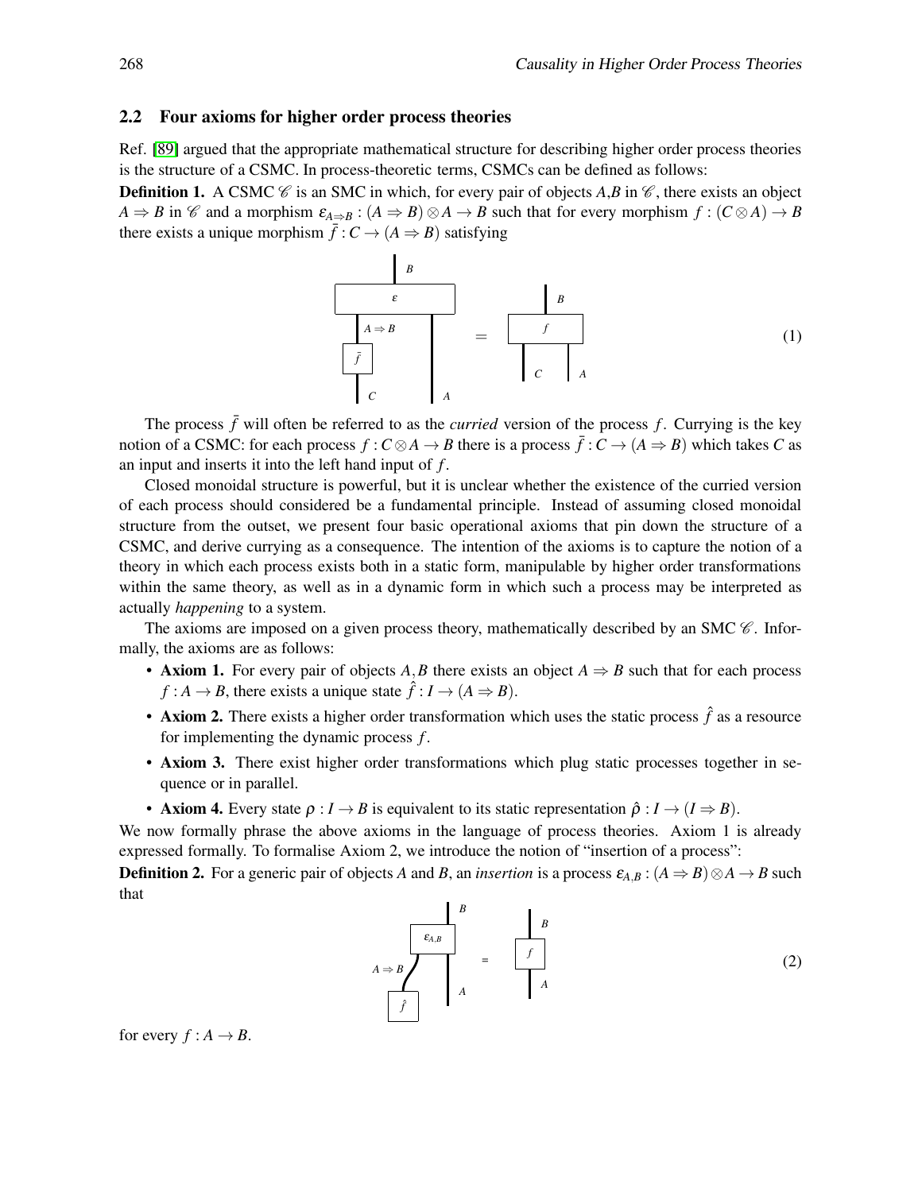## 2.2 Four axioms for higher order process theories

Ref. [89] argued that the appropriate mathematical structure for describing higher order process theories is the structure of a CSMC. In process-theoretic terms, CSMCs can be defined as follows:

**Definition 1.** A CSMC $\mathscr{C}$ is an SMC in which, for every pair of objects $A$,$B$ in $\mathscr{C}$, there exists an object $A \Rightarrow B$ in $\mathscr{C}$ and a morphism $\varepsilon_{A \Rightarrow B} : (A \Rightarrow B) \otimes A \to B$ such that for every morphism $f : (C \otimes A) \to B$ there exists a unique morphism $\bar{f} : C \to (A \Rightarrow B)$ satisfying

$$\varepsilon \circ (\bar{f} \otimes 1_A) = f \tag{1}$$

The process $\bar{f}$ will often be referred to as the *curried* version of the process $f$. Currying is the key notion of a CSMC: for each process $f : C \otimes A \to B$ there is a process $\bar{f} : C \to (A \Rightarrow B)$ which takes $C$ as an input and inserts it into the left hand input of $f$.

Closed monoidal structure is powerful, but it is unclear whether the existence of the curried version of each process should considered be a fundamental principle. Instead of assuming closed monoidal structure from the outset, we present four basic operational axioms that pin down the structure of a CSMC, and derive currying as a consequence. The intention of the axioms is to capture the notion of a theory in which each process exists both in a static form, manipulable by higher order transformations within the same theory, as well as in a dynamic form in which such a process may be interpreted as actually *happening* to a system.

The axioms are imposed on a given process theory, mathematically described by an SMC $\mathscr{C}$. Informally, the axioms are as follows:

- **Axiom 1.** For every pair of objects $A,B$ there exists an object $A \Rightarrow B$ such that for each process $f : A \to B$, there exists a unique state $\hat{f} : I \to (A \Rightarrow B)$.
- **Axiom 2.** There exists a higher order transformation which uses the static process $\hat{f}$ as a resource for implementing the dynamic process $f$.
- **Axiom 3.** There exist higher order transformations which plug static processes together in sequence or in parallel.
- **Axiom 4.** Every state $\rho : I \to B$ is equivalent to its static representation $\hat{\rho} : I \to (I \Rightarrow B)$.

We now formally phrase the above axioms in the language of process theories. Axiom 1 is already expressed formally. To formalise Axiom 2, we introduce the notion of "insertion of a process":

**Definition 2.** For a generic pair of objects $A$ and $B$, an *insertion* is a process $\varepsilon_{A,B} : (A \Rightarrow B) \otimes A \to B$ such that

$$\varepsilon_{A,B} \circ (\hat{f} \otimes 1_A) = f \tag{2}$$

for every $f : A \to B$.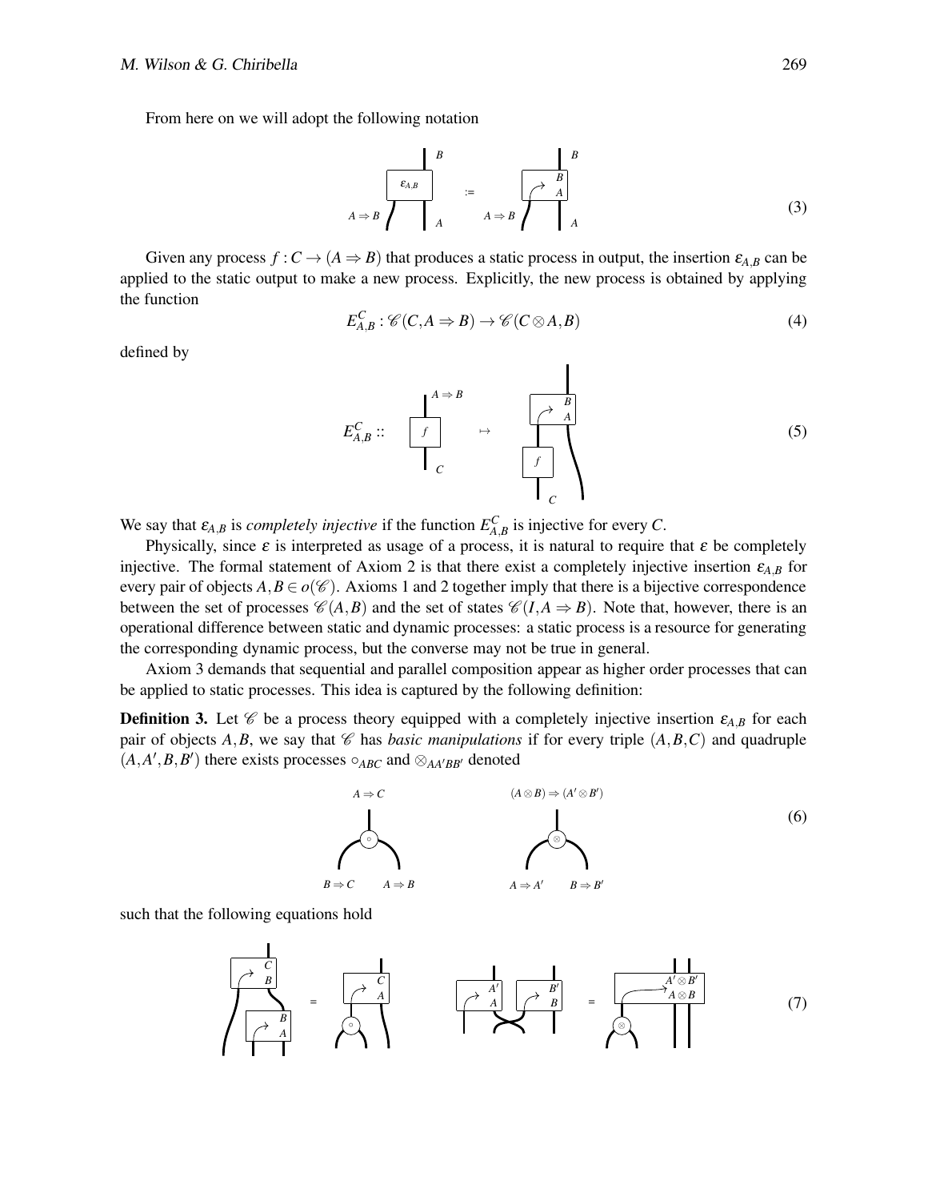From here on we will adopt the following notation

$$(3)$$

Given any process $f : C \to (A \Rightarrow B)$ that produces a static process in output, the insertion $\varepsilon_{A,B}$ can be applied to the static output to make a new process. Explicitly, the new process is obtained by applying the function

$$E^C_{A,B} : \mathscr{C}(C, A \Rightarrow B) \to \mathscr{C}(C \otimes A, B) \tag{4}$$

defined by

$$(5)$$

We say that $\varepsilon_{A,B}$ is *completely injective* if the function $E^C_{A,B}$ is injective for every $C$.

Physically, since $\varepsilon$ is interpreted as usage of a process, it is natural to require that $\varepsilon$ be completely injective. The formal statement of Axiom 2 is that there exist a completely injective insertion $\varepsilon_{A,B}$ for every pair of objects $A, B \in o(\mathscr{C})$. Axioms 1 and 2 together imply that there is a bijective correspondence between the set of processes $\mathscr{C}(A,B)$ and the set of states $\mathscr{C}(I, A \Rightarrow B)$. Note that, however, there is an operational difference between static and dynamic processes: a static process is a resource for generating the corresponding dynamic process, but the converse may not be true in general.

Axiom 3 demands that sequential and parallel composition appear as higher order processes that can be applied to static processes. This idea is captured by the following definition:

**Definition 3.** Let $\mathscr{C}$ be a process theory equipped with a completely injective insertion $\varepsilon_{A,B}$ for each pair of objects $A, B$, we say that $\mathscr{C}$ has *basic manipulations* if for every triple $(A,B,C)$ and quadruple $(A,A',B,B')$ there exists processes $\circ_{ABC}$ and $\otimes_{AA'BB'}$ denoted

$$(6)$$

such that the following equations hold

$$(7)$$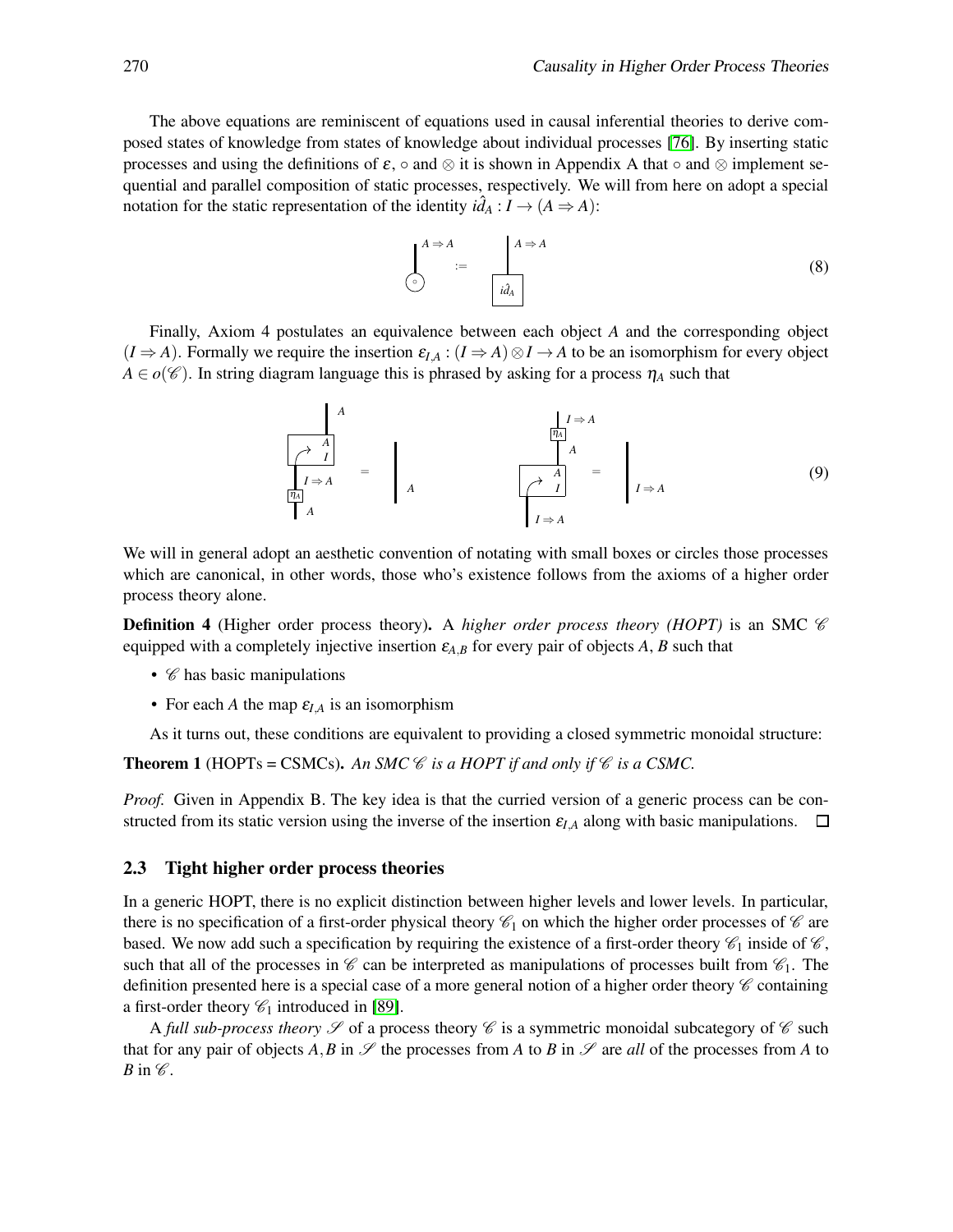The above equations are reminiscent of equations used in causal inferential theories to derive composed states of knowledge from states of knowledge about individual processes [76]. By inserting static processes and using the definitions of $\varepsilon$, $\circ$ and $\otimes$ it is shown in Appendix A that $\circ$ and $\otimes$ implement sequential and parallel composition of static processes, respectively. We will from here on adopt a special notation for the static representation of the identity $\hat{id}_A : I \to (A \Rightarrow A)$:

$$\circ_{A \Rightarrow A} := \hat{id}_A \tag{8}$$

Finally, Axiom 4 postulates an equivalence between each object $A$ and the corresponding object $(I \Rightarrow A)$. Formally we require the insertion $\varepsilon_{I,A} : (I \Rightarrow A) \otimes I \to A$ to be an isomorphism for every object $A \in o(\mathscr{C})$. In string diagram language this is phrased by asking for a process $\eta_A$ such that

$$\varepsilon_{I,A} \circ \eta_A = 1_A \qquad \eta_A \circ \varepsilon_{I,A} = 1_{I \Rightarrow A} \tag{9}$$

We will in general adopt an aesthetic convention of notating with small boxes or circles those processes which are canonical, in other words, those who's existence follows from the axioms of a higher order process theory alone.

**Definition 4** (Higher order process theory)**.** A *higher order process theory (HOPT)* is an SMC $\mathscr{C}$ equipped with a completely injective insertion $\varepsilon_{A,B}$ for every pair of objects $A, B$ such that

- $\mathscr{C}$ has basic manipulations
- For each $A$ the map $\varepsilon_{I,A}$ is an isomorphism

As it turns out, these conditions are equivalent to providing a closed symmetric monoidal structure:

**Theorem 1** (HOPTs = CSMCs)**.** *An SMC $\mathscr{C}$ is a HOPT if and only if $\mathscr{C}$ is a CSMC.*

*Proof.* Given in Appendix B. The key idea is that the curried version of a generic process can be constructed from its static version using the inverse of the insertion $\varepsilon_{I,A}$ along with basic manipulations. □

### 2.3 Tight higher order process theories

In a generic HOPT, there is no explicit distinction between higher levels and lower levels. In particular, there is no specification of a first-order physical theory $\mathscr{C}_1$ on which the higher order processes of $\mathscr{C}$ are based. We now add such a specification by requiring the existence of a first-order theory $\mathscr{C}_1$ inside of $\mathscr{C}$, such that all of the processes in $\mathscr{C}$ can be interpreted as manipulations of processes built from $\mathscr{C}_1$. The definition presented here is a special case of a more general notion of a higher order theory $\mathscr{C}$ containing a first-order theory $\mathscr{C}_1$ introduced in [89].

A *full sub-process theory* $\mathscr{S}$ of a process theory $\mathscr{C}$ is a symmetric monoidal subcategory of $\mathscr{C}$ such that for any pair of objects $A, B$ in $\mathscr{S}$ the processes from $A$ to $B$ in $\mathscr{S}$ are *all* of the processes from $A$ to $B$ in $\mathscr{C}$.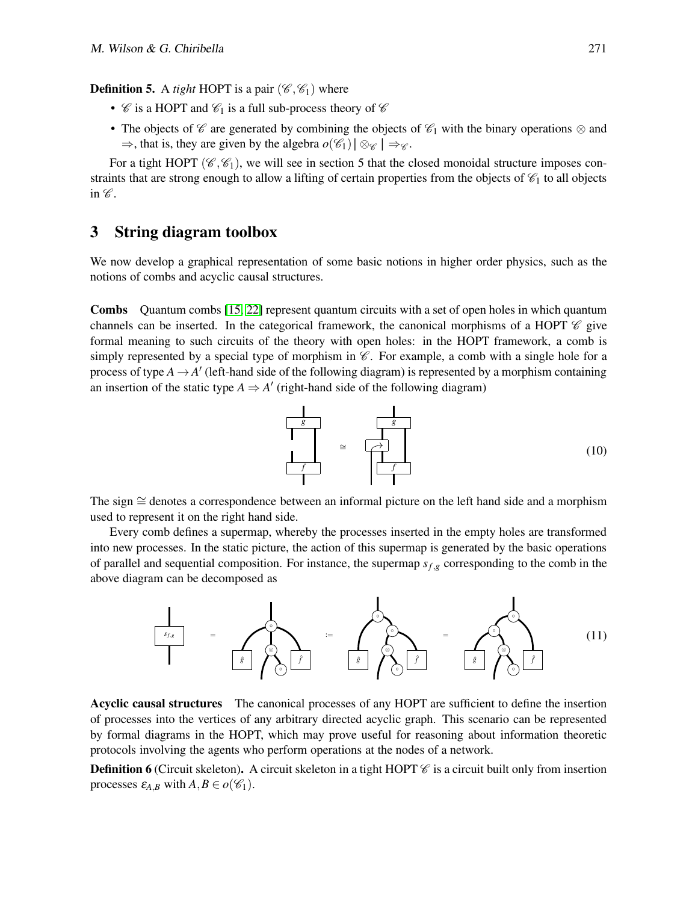**Definition 5.** A *tight* HOPT is a pair $(\mathscr{C}, \mathscr{C}_1)$ where

- $\mathscr{C}$ is a HOPT and $\mathscr{C}_1$ is a full sub-process theory of $\mathscr{C}$
- The objects of $\mathscr{C}$ are generated by combining the objects of $\mathscr{C}_1$ with the binary operations $\otimes$ and $\Rightarrow$, that is, they are given by the algebra $o(\mathscr{C}_1) \mid \otimes_{\mathscr{C}} \mid \Rightarrow_{\mathscr{C}}$.

For a tight HOPT $(\mathscr{C}, \mathscr{C}_1)$, we will see in section 5 that the closed monoidal structure imposes constraints that are strong enough to allow a lifting of certain properties from the objects of $\mathscr{C}_1$ to all objects in $\mathscr{C}$.

## 3 String diagram toolbox

We now develop a graphical representation of some basic notions in higher order physics, such as the notions of combs and acyclic causal structures.

**Combs** Quantum combs [15, 22] represent quantum circuits with a set of open holes in which quantum channels can be inserted. In the categorical framework, the canonical morphisms of a HOPT $\mathscr{C}$ give formal meaning to such circuits of the theory with open holes: in the HOPT framework, a comb is simply represented by a special type of morphism in $\mathscr{C}$. For example, a comb with a single hole for a process of type $A \to A'$ (left-hand side of the following diagram) is represented by a morphism containing an insertion of the static type $A \Rightarrow A'$ (right-hand side of the following diagram)

(10)

The sign $\cong$ denotes a correspondence between an informal picture on the left hand side and a morphism used to represent it on the right hand side.

Every comb defines a supermap, whereby the processes inserted in the empty holes are transformed into new processes. In the static picture, the action of this supermap is generated by the basic operations of parallel and sequential composition. For instance, the supermap $s_{f,g}$ corresponding to the comb in the above diagram can be decomposed as

(11)

**Acyclic causal structures** The canonical processes of any HOPT are sufficient to define the insertion of processes into the vertices of any arbitrary directed acyclic graph. This scenario can be represented by formal diagrams in the HOPT, which may prove useful for reasoning about information theoretic protocols involving the agents who perform operations at the nodes of a network.

**Definition 6** (Circuit skeleton)**.** A circuit skeleton in a tight HOPT $\mathscr{C}$ is a circuit built only from insertion processes $\varepsilon_{A,B}$ with $A, B \in o(\mathscr{C}_1)$.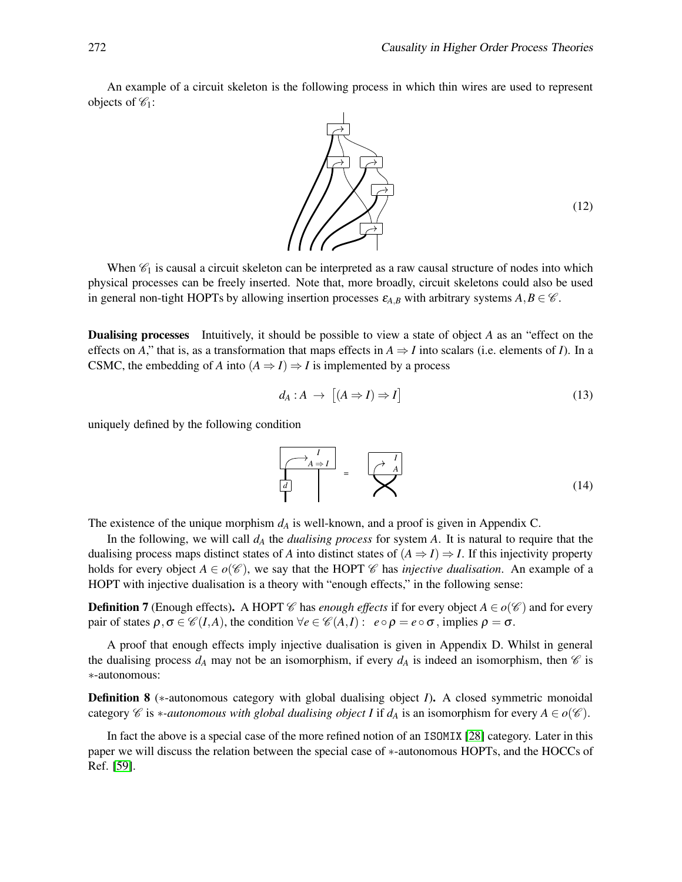An example of a circuit skeleton is the following process in which thin wires are used to represent objects of $\mathscr{C}_1$:

(12)

When $\mathscr{C}_1$ is causal a circuit skeleton can be interpreted as a raw causal structure of nodes into which physical processes can be freely inserted. Note that, more broadly, circuit skeletons could also be used in general non-tight HOPTs by allowing insertion processes $\varepsilon_{A,B}$ with arbitrary systems $A, B \in \mathscr{C}$.

**Dualising processes** Intuitively, it should be possible to view a state of object $A$ as an "effect on the effects on $A$," that is, as a transformation that maps effects in $A \Rightarrow I$ into scalars (i.e. elements of $I$). In a CSMC, the embedding of $A$ into $(A \Rightarrow I) \Rightarrow I$ is implemented by a process

$$d_A : A \rightarrow \left[(A \Rightarrow I) \Rightarrow I\right] \tag{13}$$

uniquely defined by the following condition

(14)

The existence of the unique morphism $d_A$ is well-known, and a proof is given in Appendix C.

In the following, we will call $d_A$ the *dualising process* for system $A$. It is natural to require that the dualising process maps distinct states of $A$ into distinct states of $(A \Rightarrow I) \Rightarrow I$. If this injectivity property holds for every object $A \in o(\mathscr{C})$, we say that the HOPT $\mathscr{C}$ has *injective dualisation*. An example of a HOPT with injective dualisation is a theory with "enough effects," in the following sense:

**Definition 7** (Enough effects)**.** A HOPT $\mathscr{C}$ has *enough effects* if for every object $A \in o(\mathscr{C})$ and for every pair of states $\rho, \sigma \in \mathscr{C}(I, A)$, the condition $\forall e \in \mathscr{C}(A, I): \ e \circ \rho = e \circ \sigma$, implies $\rho = \sigma$.

A proof that enough effects imply injective dualisation is given in Appendix D. Whilst in general the dualising process $d_A$ may not be an isomorphism, if every $d_A$ is indeed an isomorphism, then $\mathscr{C}$ is $*$-autonomous:

**Definition 8** ($*$-autonomous category with global dualising object $I$)**.** A closed symmetric monoidal category $\mathscr{C}$ is *$*$-autonomous with global dualising object $I$* if $d_A$ is an isomorphism for every $A \in o(\mathscr{C})$.

In fact the above is a special case of the more refined notion of an `ISOMIX` [28] category. Later in this paper we will discuss the relation between the special case of $*$-autonomous HOPTs, and the HOCCs of Ref. [59].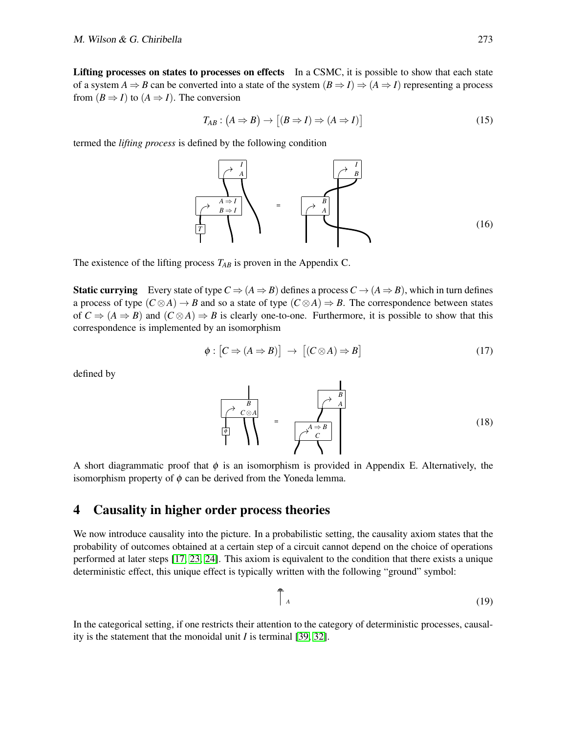**Lifting processes on states to processes on effects** In a CSMC, it is possible to show that each state of a system $A \Rightarrow B$ can be converted into a state of the system $(B \Rightarrow I) \Rightarrow (A \Rightarrow I)$ representing a process from $(B \Rightarrow I)$ to $(A \Rightarrow I)$. The conversion

$$T_{AB} : (A \Rightarrow B) \rightarrow [(B \Rightarrow I) \Rightarrow (A \Rightarrow I)] \tag{15}$$

termed the *lifting process* is defined by the following condition

$$(16)$$

The existence of the lifting process $T_{AB}$ is proven in the Appendix C.

**Static currying** Every state of type $C \Rightarrow (A \Rightarrow B)$ defines a process $C \rightarrow (A \Rightarrow B)$, which in turn defines a process of type $(C \otimes A) \rightarrow B$ and so a state of type $(C \otimes A) \Rightarrow B$. The correspondence between states of $C \Rightarrow (A \Rightarrow B)$ and $(C \otimes A) \Rightarrow B$ is clearly one-to-one. Furthermore, it is possible to show that this correspondence is implemented by an isomorphism

$$\phi : [C \Rightarrow (A \Rightarrow B)] \rightarrow [(C \otimes A) \Rightarrow B] \tag{17}$$

defined by

$$(18)$$

A short diagrammatic proof that $\phi$ is an isomorphism is provided in Appendix E. Alternatively, the isomorphism property of $\phi$ can be derived from the Yoneda lemma.

## 4 Causality in higher order process theories

We now introduce causality into the picture. In a probabilistic setting, the causality axiom states that the probability of outcomes obtained at a certain step of a circuit cannot depend on the choice of operations performed at later steps [17, 23, 24]. This axiom is equivalent to the condition that there exists a unique deterministic effect, this unique effect is typically written with the following "ground" symbol:

$$(19)$$

In the categorical setting, if one restricts their attention to the category of deterministic processes, causality is the statement that the monoidal unit $I$ is terminal [39, 32].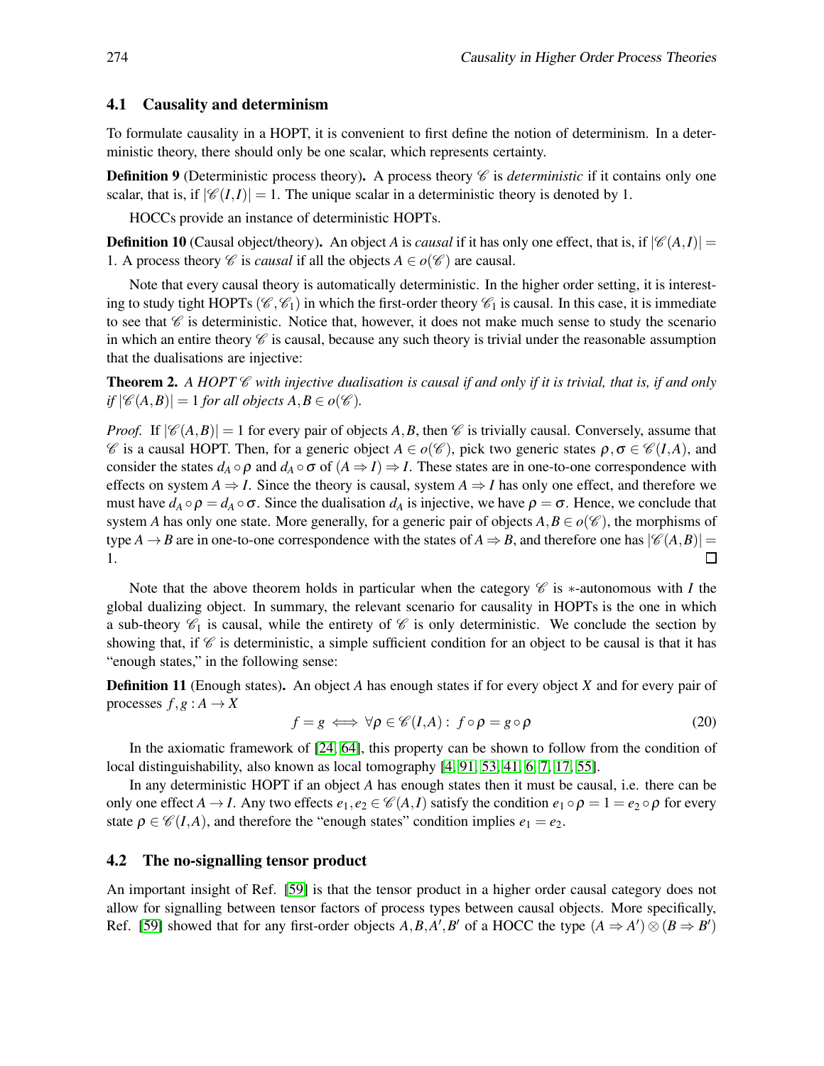### 4.1 Causality and determinism

To formulate causality in a HOPT, it is convenient to first define the notion of determinism. In a deterministic theory, there should only be one scalar, which represents certainty.

**Definition 9** (Deterministic process theory)**.** A process theory $\mathscr{C}$ is *deterministic* if it contains only one scalar, that is, if $|\mathscr{C}(I,I)| = 1$. The unique scalar in a deterministic theory is denoted by 1.

HOCCs provide an instance of deterministic HOPTs.

**Definition 10** (Causal object/theory)**.** An object $A$ is *causal* if it has only one effect, that is, if $|\mathscr{C}(A,I)| = 1$. A process theory $\mathscr{C}$ is *causal* if all the objects $A \in o(\mathscr{C})$ are causal.

Note that every causal theory is automatically deterministic. In the higher order setting, it is interesting to study tight HOPTs $(\mathscr{C}, \mathscr{C}_1)$ in which the first-order theory $\mathscr{C}_1$ is causal. In this case, it is immediate to see that $\mathscr{C}$ is deterministic. Notice that, however, it does not make much sense to study the scenario in which an entire theory $\mathscr{C}$ is causal, because any such theory is trivial under the reasonable assumption that the dualisations are injective:

**Theorem 2.** *A HOPT $\mathscr{C}$ with injective dualisation is causal if and only if it is trivial, that is, if and only if $|\mathscr{C}(A,B)| = 1$ for all objects $A, B \in o(\mathscr{C})$.*

*Proof.* If $|\mathscr{C}(A,B)| = 1$ for every pair of objects $A, B$, then $\mathscr{C}$ is trivially causal. Conversely, assume that $\mathscr{C}$ is a causal HOPT. Then, for a generic object $A \in o(\mathscr{C})$, pick two generic states $\rho, \sigma \in \mathscr{C}(I,A)$, and consider the states $d_A \circ \rho$ and $d_A \circ \sigma$ of $(A \Rightarrow I) \Rightarrow I$. These states are in one-to-one correspondence with effects on system $A \Rightarrow I$. Since the theory is causal, system $A \Rightarrow I$ has only one effect, and therefore we must have $d_A \circ \rho = d_A \circ \sigma$. Since the dualisation $d_A$ is injective, we have $\rho = \sigma$. Hence, we conclude that system $A$ has only one state. More generally, for a generic pair of objects $A, B \in o(\mathscr{C})$, the morphisms of type $A \to B$ are in one-to-one correspondence with the states of $A \Rightarrow B$, and therefore one has $|\mathscr{C}(A,B)| = 1$. $\square$

Note that the above theorem holds in particular when the category $\mathscr{C}$ is $*$-autonomous with $I$ the global dualizing object. In summary, the relevant scenario for causality in HOPTs is the one in which a sub-theory $\mathscr{C}_1$ is causal, while the entirety of $\mathscr{C}$ is only deterministic. We conclude the section by showing that, if $\mathscr{C}$ is deterministic, a simple sufficient condition for an object to be causal is that it has "enough states," in the following sense:

**Definition 11** (Enough states)**.** An object $A$ has enough states if for every object $X$ and for every pair of processes $f, g : A \to X$

$$f = g \iff \forall \rho \in \mathscr{C}(I,A) : \ f \circ \rho = g \circ \rho \tag{20}$$

In the axiomatic framework of [24, 64], this property can be shown to follow from the condition of local distinguishability, also known as local tomography [4, 91, 53, 41, 6, 7, 17, 55].

In any deterministic HOPT if an object $A$ has enough states then it must be causal, i.e. there can be only one effect $A \to I$. Any two effects $e_1, e_2 \in \mathscr{C}(A,I)$ satisfy the condition $e_1 \circ \rho = 1 = e_2 \circ \rho$ for every state $\rho \in \mathscr{C}(I,A)$, and therefore the "enough states" condition implies $e_1 = e_2$.

### 4.2 The no-signalling tensor product

An important insight of Ref. [59] is that the tensor product in a higher order causal category does not allow for signalling between tensor factors of process types between causal objects. More specifically, Ref. [59] showed that for any first-order objects $A, B, A', B'$ of a HOCC the type $(A \Rightarrow A') \otimes (B \Rightarrow B')$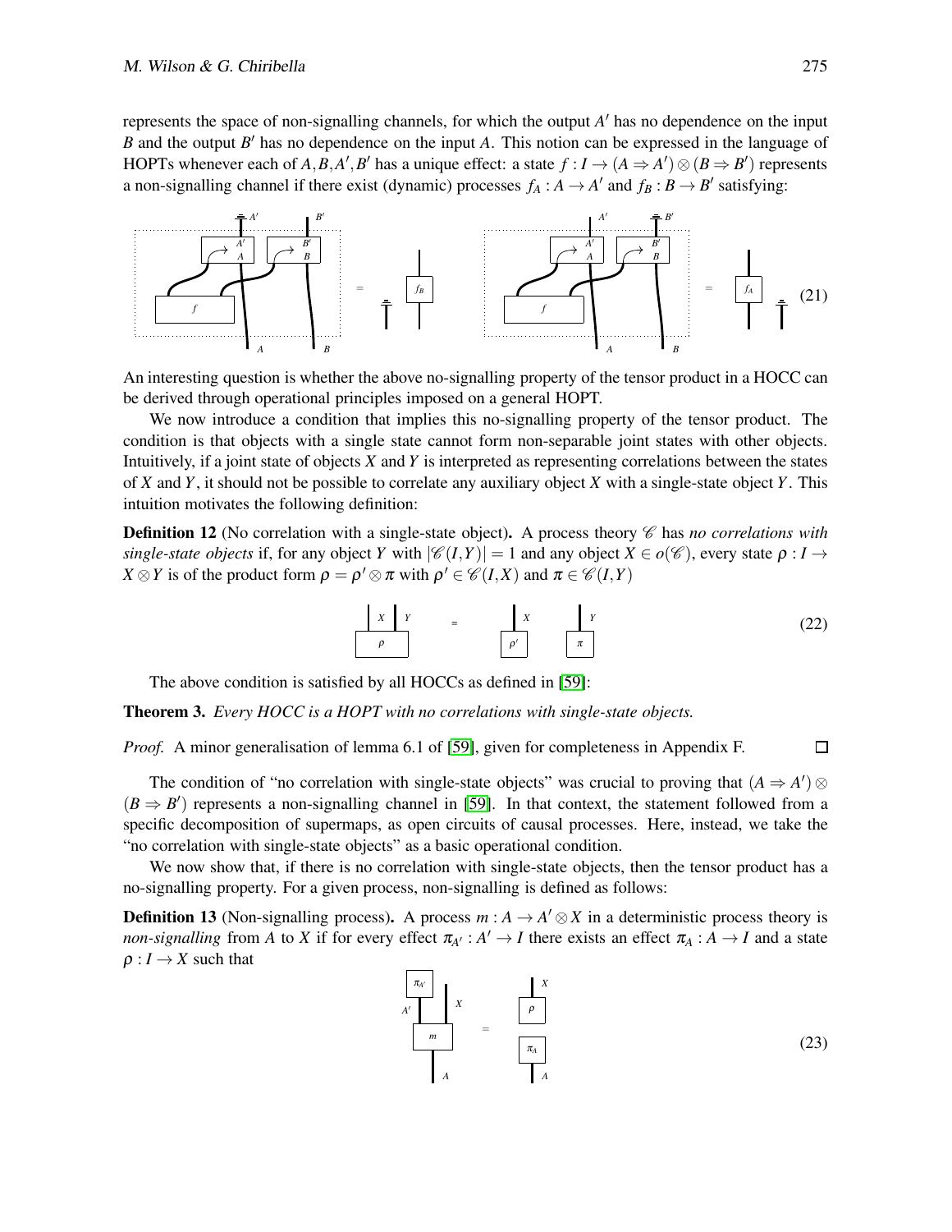represents the space of non-signalling channels, for which the output $A'$ has no dependence on the input $B$ and the output $B'$ has no dependence on the input $A$. This notion can be expressed in the language of HOPTs whenever each of $A, B, A', B'$ has a unique effect: a state $f : I \to (A \Rightarrow A') \otimes (B \Rightarrow B')$ represents a non-signalling channel if there exist (dynamic) processes $f_A : A \to A'$ and $f_B : B \to B'$ satisfying:

(21)

An interesting question is whether the above no-signalling property of the tensor product in a HOCC can be derived through operational principles imposed on a general HOPT.

We now introduce a condition that implies this no-signalling property of the tensor product. The condition is that objects with a single state cannot form non-separable joint states with other objects. Intuitively, if a joint state of objects $X$ and $Y$ is interpreted as representing correlations between the states of $X$ and $Y$, it should not be possible to correlate any auxiliary object $X$ with a single-state object $Y$. This intuition motivates the following definition:

**Definition 12** (No correlation with a single-state object)**.** A process theory $\mathscr{C}$ has *no correlations with single-state objects* if, for any object $Y$ with $|\mathscr{C}(I,Y)| = 1$ and any object $X \in o(\mathscr{C})$, every state $\rho : I \to X \otimes Y$ is of the product form $\rho = \rho' \otimes \pi$ with $\rho' \in \mathscr{C}(I,X)$ and $\pi \in \mathscr{C}(I,Y)$

(22)

The above condition is satisfied by all HOCCs as defined in [59]:

**Theorem 3.** *Every HOCC is a HOPT with no correlations with single-state objects.*

*Proof.* A minor generalisation of lemma 6.1 of [59], given for completeness in Appendix F. □

The condition of "no correlation with single-state objects" was crucial to proving that $(A \Rightarrow A') \otimes (B \Rightarrow B')$ represents a non-signalling channel in [59]. In that context, the statement followed from a specific decomposition of supermaps, as open circuits of causal processes. Here, instead, we take the "no correlation with single-state objects" as a basic operational condition.

We now show that, if there is no correlation with single-state objects, then the tensor product has a no-signalling property. For a given process, non-signalling is defined as follows:

**Definition 13** (Non-signalling process)**.** A process $m : A \to A' \otimes X$ in a deterministic process theory is *non-signalling* from $A$ to $X$ if for every effect $\pi_{A'} : A' \to I$ there exists an effect $\pi_A : A \to I$ and a state $\rho : I \to X$ such that

(23)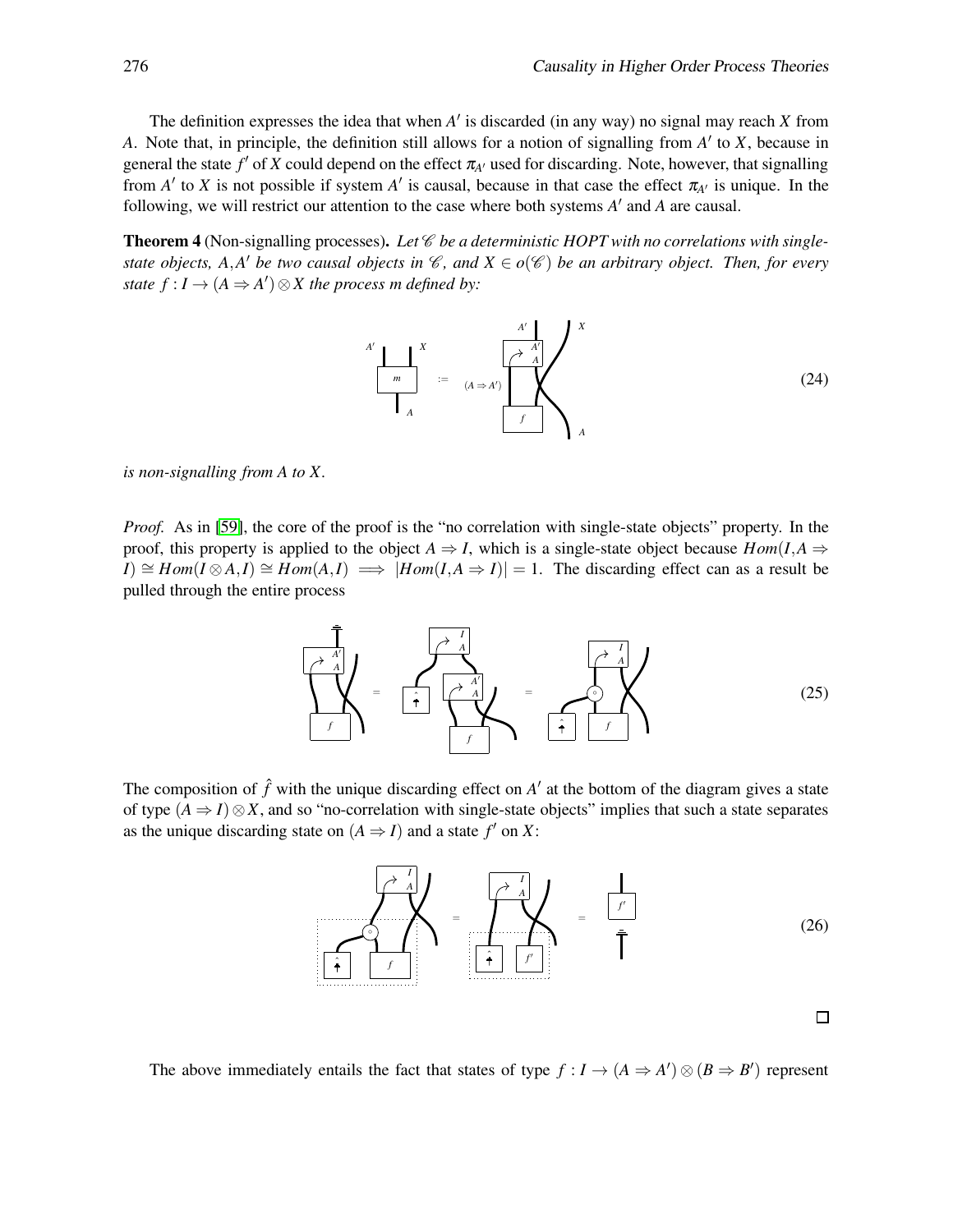The definition expresses the idea that when $A'$ is discarded (in any way) no signal may reach $X$ from $A$. Note that, in principle, the definition still allows for a notion of signalling from $A'$ to $X$, because in general the state $f'$ of $X$ could depend on the effect $\pi_{A'}$ used for discarding. Note, however, that signalling from $A'$ to $X$ is not possible if system $A'$ is causal, because in that case the effect $\pi_{A'}$ is unique. In the following, we will restrict our attention to the case where both systems $A'$ and $A$ are causal.

**Theorem 4** (Non-signalling processes)**.** *Let $\mathscr{C}$ be a deterministic HOPT with no correlations with single-state objects, $A, A'$ be two causal objects in $\mathscr{C}$, and $X \in o(\mathscr{C})$ be an arbitrary object. Then, for every state $f : I \to (A \Rightarrow A') \otimes X$ the process $m$ defined by:*

(24)

*is non-signalling from $A$ to $X$.*

*Proof.* As in [59], the core of the proof is the "no correlation with single-state objects" property. In the proof, this property is applied to the object $A \Rightarrow I$, which is a single-state object because $Hom(I, A \Rightarrow I) \cong Hom(I \otimes A, I) \cong Hom(A, I) \implies |Hom(I, A \Rightarrow I)| = 1$. The discarding effect can as a result be pulled through the entire process

(25)

The composition of $\hat{f}$ with the unique discarding effect on $A'$ at the bottom of the diagram gives a state of type $(A \Rightarrow I) \otimes X$, and so "no-correlation with single-state objects" implies that such a state separates as the unique discarding state on $(A \Rightarrow I)$ and a state $f'$ on $X$:

(26)

□

The above immediately entails the fact that states of type $f : I \to (A \Rightarrow A') \otimes (B \Rightarrow B')$ represent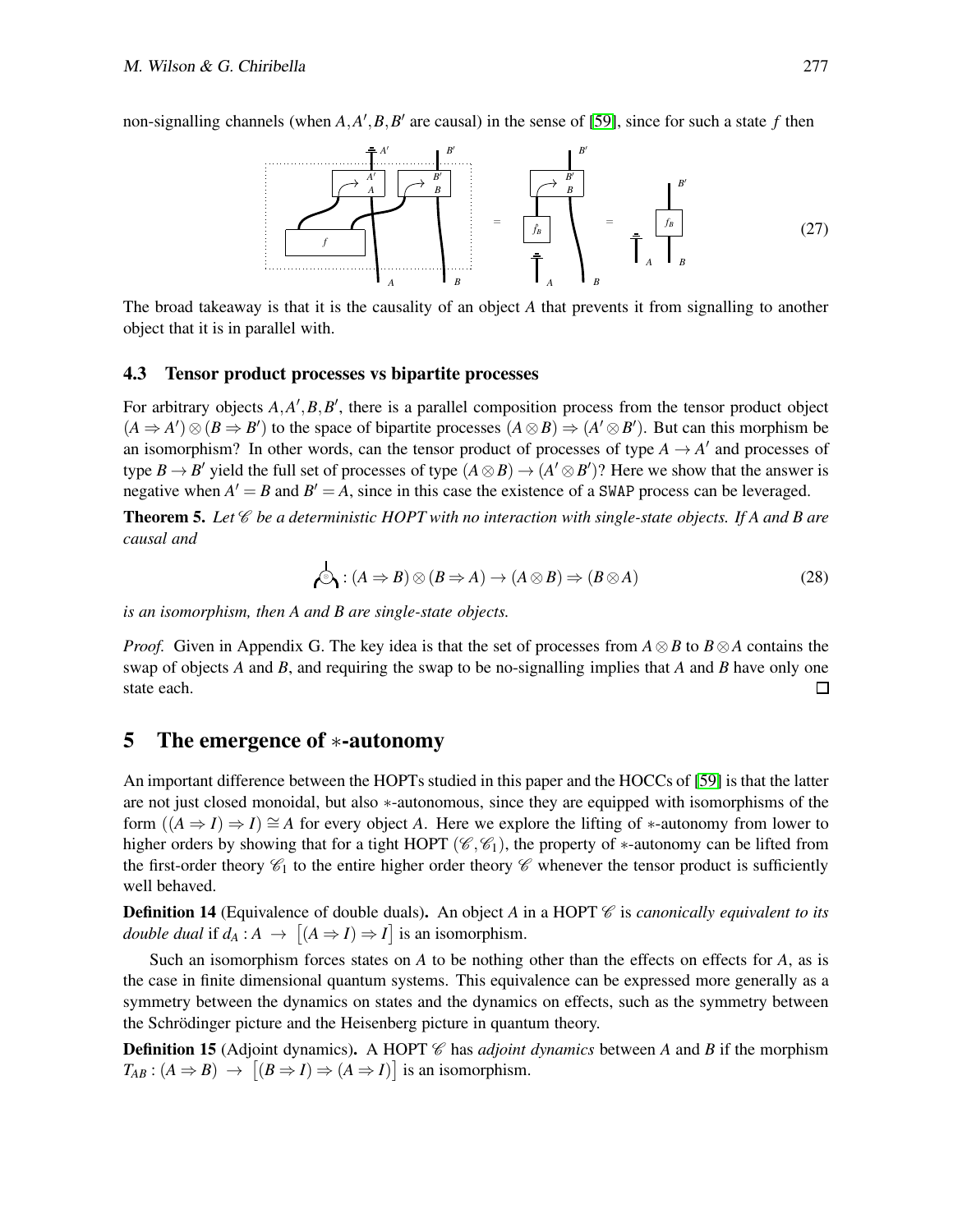non-signalling channels (when $A, A', B, B'$ are causal) in the sense of [59], since for such a state $f$ then

$$(27)$$

The broad takeaway is that it is the causality of an object $A$ that prevents it from signalling to another object that it is in parallel with.

### 4.3 Tensor product processes vs bipartite processes

For arbitrary objects $A, A', B, B'$, there is a parallel composition process from the tensor product object $(A \Rightarrow A') \otimes (B \Rightarrow B')$ to the space of bipartite processes $(A \otimes B) \Rightarrow (A' \otimes B')$. But can this morphism be an isomorphism? In other words, can the tensor product of processes of type $A \to A'$ and processes of type $B \to B'$ yield the full set of processes of type $(A \otimes B) \to (A' \otimes B')$? Here we show that the answer is negative when $A' = B$ and $B' = A$, since in this case the existence of a SWAP process can be leveraged.

**Theorem 5.** *Let $\mathscr{C}$ be a deterministic HOPT with no interaction with single-state objects. If $A$ and $B$ are causal and*

$$: (A \Rightarrow B) \otimes (B \Rightarrow A) \to (A \otimes B) \Rightarrow (B \otimes A) \tag{28}$$

*is an isomorphism, then $A$ and $B$ are single-state objects.*

*Proof.* Given in Appendix G. The key idea is that the set of processes from $A \otimes B$ to $B \otimes A$ contains the swap of objects $A$ and $B$, and requiring the swap to be no-signalling implies that $A$ and $B$ have only one state each. □

## 5 The emergence of $*$-autonomy

An important difference between the HOPTs studied in this paper and the HOCCs of [59] is that the latter are not just closed monoidal, but also $*$-autonomous, since they are equipped with isomorphisms of the form $((A \Rightarrow I) \Rightarrow I) \cong A$ for every object $A$. Here we explore the lifting of $*$-autonomy from lower to higher orders by showing that for a tight HOPT $(\mathscr{C}, \mathscr{C}_1)$, the property of $*$-autonomy can be lifted from the first-order theory $\mathscr{C}_1$ to the entire higher order theory $\mathscr{C}$ whenever the tensor product is sufficiently well behaved.

**Definition 14** (Equivalence of double duals)**.** An object $A$ in a HOPT $\mathscr{C}$ is *canonically equivalent to its double dual* if $d_A : A \to \left[(A \Rightarrow I) \Rightarrow I\right]$ is an isomorphism.

Such an isomorphism forces states on $A$ to be nothing other than the effects on effects for $A$, as is the case in finite dimensional quantum systems. This equivalence can be expressed more generally as a symmetry between the dynamics on states and the dynamics on effects, such as the symmetry between the Schrödinger picture and the Heisenberg picture in quantum theory.

**Definition 15** (Adjoint dynamics)**.** A HOPT $\mathscr{C}$ has *adjoint dynamics* between $A$ and $B$ if the morphism $T_{AB} : (A \Rightarrow B) \to \left[(B \Rightarrow I) \Rightarrow (A \Rightarrow I)\right]$ is an isomorphism.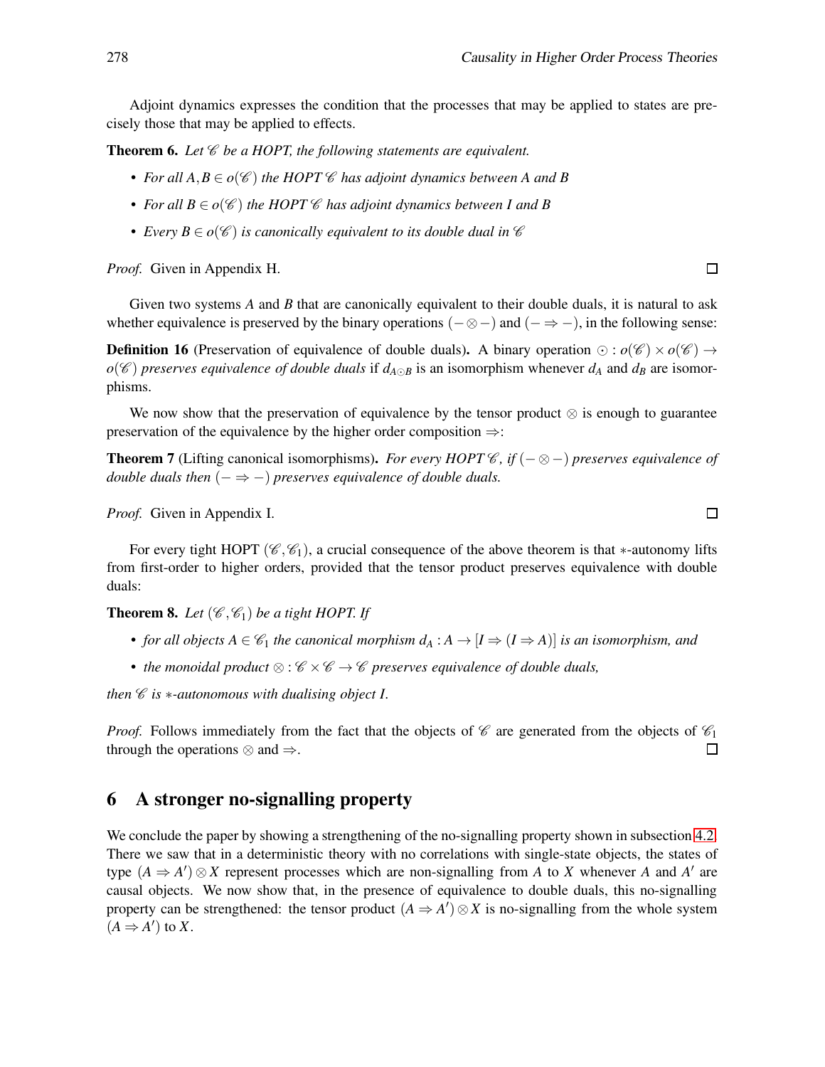Adjoint dynamics expresses the condition that the processes that may be applied to states are precisely those that may be applied to effects.

**Theorem 6.** *Let $\mathscr{C}$ be a HOPT, the following statements are equivalent.*

- *For all $A, B \in o(\mathscr{C})$ the HOPT $\mathscr{C}$ has adjoint dynamics between $A$ and $B$*
- *For all $B \in o(\mathscr{C})$ the HOPT $\mathscr{C}$ has adjoint dynamics between $I$ and $B$*
- *Every $B \in o(\mathscr{C})$ is canonically equivalent to its double dual in $\mathscr{C}$*

*Proof.* Given in Appendix H. □

Given two systems $A$ and $B$ that are canonically equivalent to their double duals, it is natural to ask whether equivalence is preserved by the binary operations $(-\otimes-)$ and $(-\Rightarrow-)$, in the following sense:

**Definition 16** (Preservation of equivalence of double duals)**.** A binary operation $\odot : o(\mathscr{C}) \times o(\mathscr{C}) \to o(\mathscr{C})$ *preserves equivalence of double duals* if $d_{A\odot B}$ is an isomorphism whenever $d_A$ and $d_B$ are isomorphisms.

We now show that the preservation of equivalence by the tensor product $\otimes$ is enough to guarantee preservation of the equivalence by the higher order composition $\Rightarrow$:

**Theorem 7** (Lifting canonical isomorphisms)**.** *For every HOPT $\mathscr{C}$, if $(-\otimes-)$ preserves equivalence of double duals then $(-\Rightarrow-)$ preserves equivalence of double duals.*

*Proof.* Given in Appendix I. □

For every tight HOPT $(\mathscr{C}, \mathscr{C}_1)$, a crucial consequence of the above theorem is that $*$-autonomy lifts from first-order to higher orders, provided that the tensor product preserves equivalence with double duals:

**Theorem 8.** *Let $(\mathscr{C}, \mathscr{C}_1)$ be a tight HOPT. If*

- *for all objects $A \in \mathscr{C}_1$ the canonical morphism $d_A : A \to [I \Rightarrow (I \Rightarrow A)]$ is an isomorphism, and*
- *the monoidal product $\otimes : \mathscr{C} \times \mathscr{C} \to \mathscr{C}$ preserves equivalence of double duals,*

*then $\mathscr{C}$ is $*$-autonomous with dualising object $I$.*

*Proof.* Follows immediately from the fact that the objects of $\mathscr{C}$ are generated from the objects of $\mathscr{C}_1$ through the operations $\otimes$ and $\Rightarrow$. □

## 6 A stronger no-signalling property

We conclude the paper by showing a strengthening of the no-signalling property shown in subsection 4.2. There we saw that in a deterministic theory with no correlations with single-state objects, the states of type $(A \Rightarrow A') \otimes X$ represent processes which are non-signalling from $A$ to $X$ whenever $A$ and $A'$ are causal objects. We now show that, in the presence of equivalence to double duals, this no-signalling property can be strengthened: the tensor product $(A \Rightarrow A') \otimes X$ is no-signalling from the whole system $(A \Rightarrow A')$ to $X$.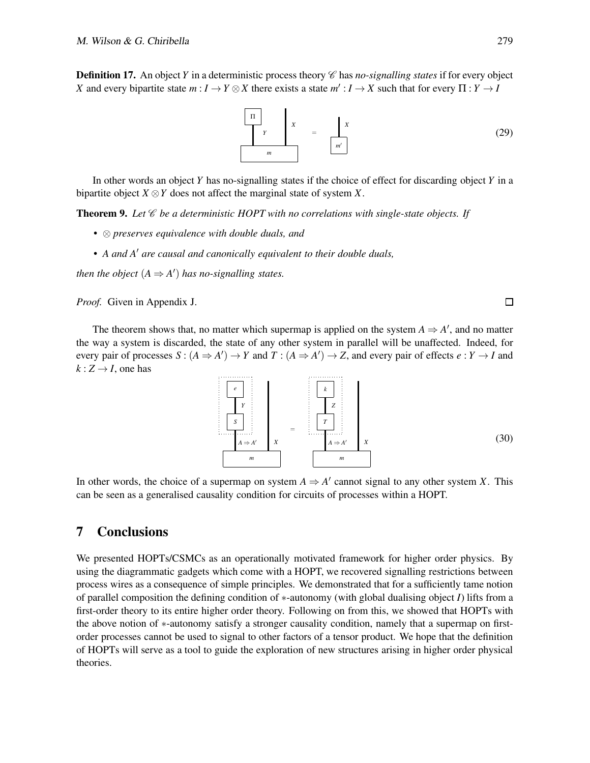**Definition 17.** An object $Y$ in a deterministic process theory $\mathscr{C}$ has *no-signalling states* if for every object $X$ and every bipartite state $m : I \to Y \otimes X$ there exists a state $m' : I \to X$ such that for every $\Pi : Y \to I$

$$(29)$$

In other words an object $Y$ has no-signalling states if the choice of effect for discarding object $Y$ in a bipartite object $X \otimes Y$ does not affect the marginal state of system $X$.

**Theorem 9.** *Let $\mathscr{C}$ be a deterministic HOPT with no correlations with single-state objects. If*

- *$\otimes$ preserves equivalence with double duals, and*
- *$A$ and $A'$ are causal and canonically equivalent to their double duals,*

*then the object $(A \Rightarrow A')$ has no-signalling states.*

*Proof.* Given in Appendix J. □

The theorem shows that, no matter which supermap is applied on the system $A \Rightarrow A'$, and no matter the way a system is discarded, the state of any other system in parallel will be unaffected. Indeed, for every pair of processes $S : (A \Rightarrow A') \to Y$ and $T : (A \Rightarrow A') \to Z$, and every pair of effects $e : Y \to I$ and $k : Z \to I$, one has

$$(30)$$

In other words, the choice of a supermap on system $A \Rightarrow A'$ cannot signal to any other system $X$. This can be seen as a generalised causality condition for circuits of processes within a HOPT.

## 7 Conclusions

We presented HOPTs/CSMCs as an operationally motivated framework for higher order physics. By using the diagrammatic gadgets which come with a HOPT, we recovered signalling restrictions between process wires as a consequence of simple principles. We demonstrated that for a sufficiently tame notion of parallel composition the defining condition of $*$-autonomy (with global dualising object $I$) lifts from a first-order theory to its entire higher order theory. Following on from this, we showed that HOPTs with the above notion of $*$-autonomy satisfy a stronger causality condition, namely that a supermap on first-order processes cannot be used to signal to other factors of a tensor product. We hope that the definition of HOPTs will serve as a tool to guide the exploration of new structures arising in higher order physical theories.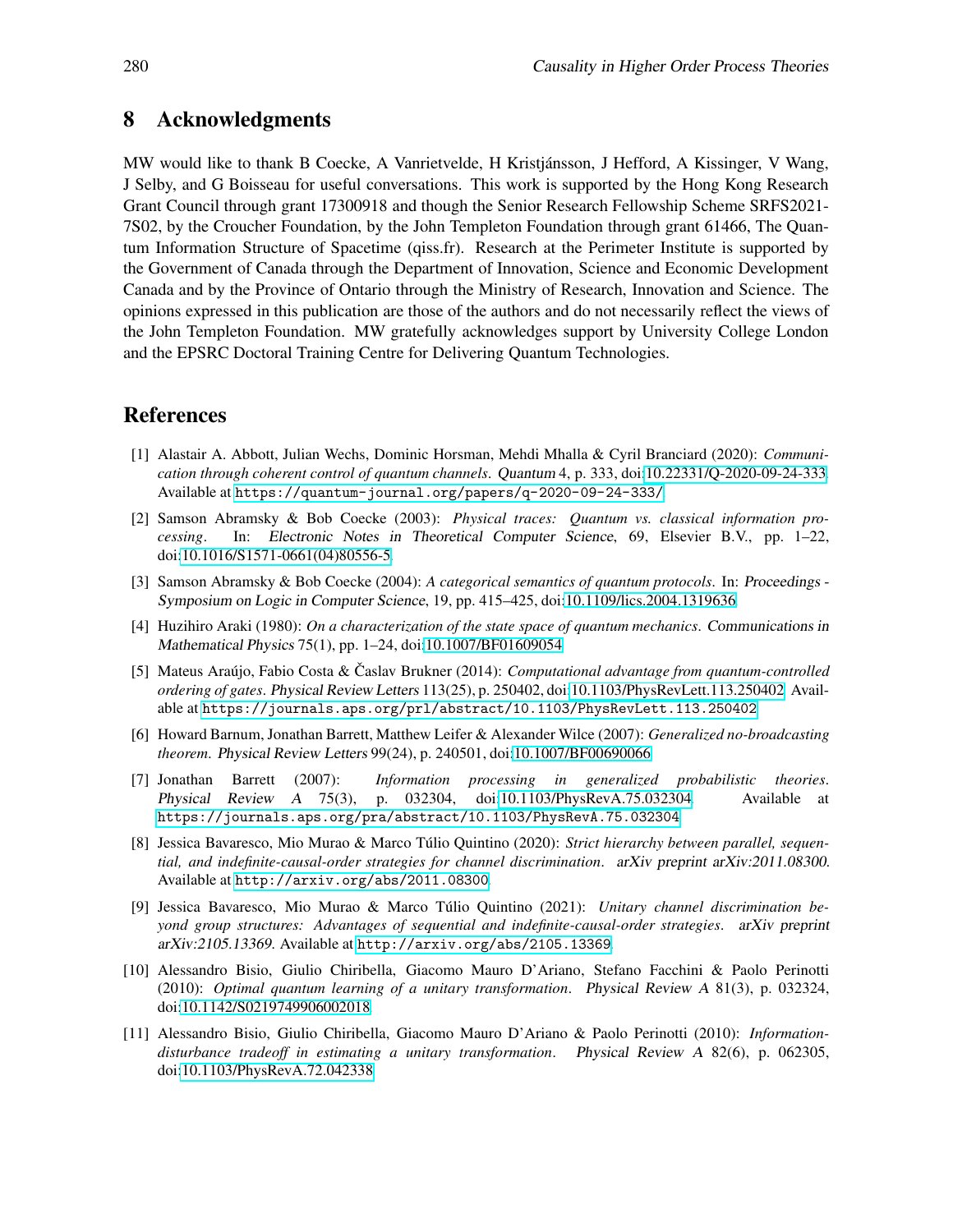## 8 Acknowledgments

MW would like to thank B Coecke, A Vanrietvelde, H Kristjánsson, J Hefford, A Kissinger, V Wang, J Selby, and G Boisseau for useful conversations. This work is supported by the Hong Kong Research Grant Council through grant 17300918 and though the Senior Research Fellowship Scheme SRFS2021-7S02, by the Croucher Foundation, by the John Templeton Foundation through grant 61466, The Quantum Information Structure of Spacetime (qiss.fr). Research at the Perimeter Institute is supported by the Government of Canada through the Department of Innovation, Science and Economic Development Canada and by the Province of Ontario through the Ministry of Research, Innovation and Science. The opinions expressed in this publication are those of the authors and do not necessarily reflect the views of the John Templeton Foundation. MW gratefully acknowledges support by University College London and the EPSRC Doctoral Training Centre for Delivering Quantum Technologies.

## References

[1] Alastair A. Abbott, Julian Wechs, Dominic Horsman, Mehdi Mhalla & Cyril Branciard (2020): *Communication through coherent control of quantum channels*. Quantum 4, p. 333, doi:10.22331/Q-2020-09-24-333. Available at https://quantum-journal.org/papers/q-2020-09-24-333/.

[2] Samson Abramsky & Bob Coecke (2003): *Physical traces: Quantum vs. classical information processing*. In: Electronic Notes in Theoretical Computer Science, 69, Elsevier B.V., pp. 1–22, doi:10.1016/S1571-0661(04)80556-5.

[3] Samson Abramsky & Bob Coecke (2004): *A categorical semantics of quantum protocols*. In: Proceedings - Symposium on Logic in Computer Science, 19, pp. 415–425, doi:10.1109/lics.2004.1319636.

[4] Huzihiro Araki (1980): *On a characterization of the state space of quantum mechanics*. Communications in Mathematical Physics 75(1), pp. 1–24, doi:10.1007/BF01609054.

[5] Mateus Araújo, Fabio Costa & Časlav Brukner (2014): *Computational advantage from quantum-controlled ordering of gates*. Physical Review Letters 113(25), p. 250402, doi:10.1103/PhysRevLett.113.250402. Available at https://journals.aps.org/prl/abstract/10.1103/PhysRevLett.113.250402.

[6] Howard Barnum, Jonathan Barrett, Matthew Leifer & Alexander Wilce (2007): *Generalized no-broadcasting theorem*. Physical Review Letters 99(24), p. 240501, doi:10.1007/BF00690066.

[7] Jonathan Barrett (2007): *Information processing in generalized probabilistic theories*. Physical Review A 75(3), p. 032304, doi:10.1103/PhysRevA.75.032304. Available at https://journals.aps.org/pra/abstract/10.1103/PhysRevA.75.032304.

[8] Jessica Bavaresco, Mio Murao & Marco Túlio Quintino (2020): *Strict hierarchy between parallel, sequential, and indefinite-causal-order strategies for channel discrimination*. arXiv preprint arXiv:2011.08300. Available at http://arxiv.org/abs/2011.08300.

[9] Jessica Bavaresco, Mio Murao & Marco Túlio Quintino (2021): *Unitary channel discrimination beyond group structures: Advantages of sequential and indefinite-causal-order strategies*. arXiv preprint arXiv:2105.13369. Available at http://arxiv.org/abs/2105.13369.

[10] Alessandro Bisio, Giulio Chiribella, Giacomo Mauro D'Ariano, Stefano Facchini & Paolo Perinotti (2010): *Optimal quantum learning of a unitary transformation*. Physical Review A 81(3), p. 032324, doi:10.1142/S0219749906002018.

[11] Alessandro Bisio, Giulio Chiribella, Giacomo Mauro D'Ariano & Paolo Perinotti (2010): *Information-disturbance tradeoff in estimating a unitary transformation*. Physical Review A 82(6), p. 062305, doi:10.1103/PhysRevA.72.042338.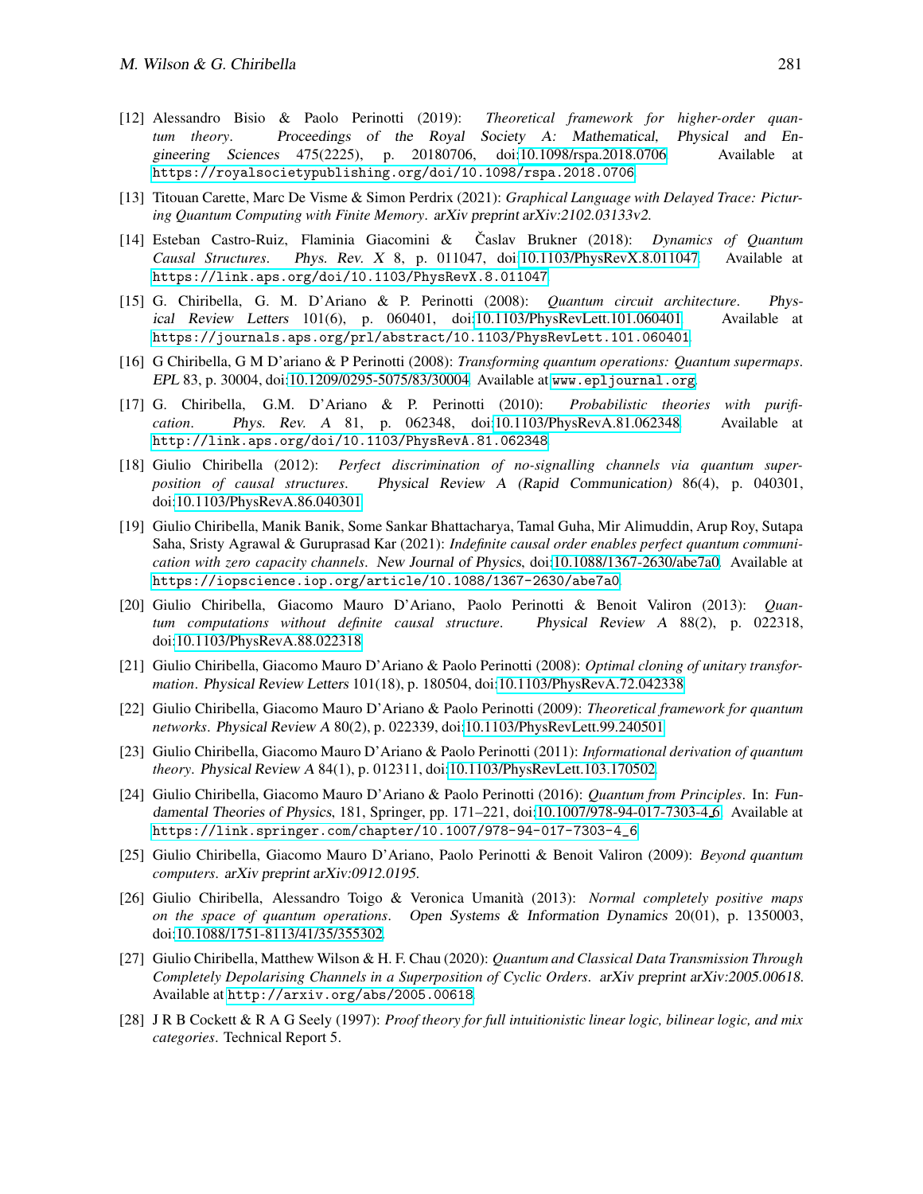[12] Alessandro Bisio & Paolo Perinotti (2019): *Theoretical framework for higher-order quantum theory*. Proceedings of the Royal Society A: Mathematical, Physical and Engineering Sciences 475(2225), p. 20180706, doi:10.1098/rspa.2018.0706. Available at https://royalsocietypublishing.org/doi/10.1098/rspa.2018.0706.

[13] Titouan Carette, Marc De Visme & Simon Perdrix (2021): *Graphical Language with Delayed Trace: Picturing Quantum Computing with Finite Memory*. arXiv preprint arXiv:2102.03133v2.

[14] Esteban Castro-Ruiz, Flaminia Giacomini & Časlav Brukner (2018): *Dynamics of Quantum Causal Structures*. Phys. Rev. X 8, p. 011047, doi:10.1103/PhysRevX.8.011047. Available at https://link.aps.org/doi/10.1103/PhysRevX.8.011047.

[15] G. Chiribella, G. M. D'Ariano & P. Perinotti (2008): *Quantum circuit architecture*. Physical Review Letters 101(6), p. 060401, doi:10.1103/PhysRevLett.101.060401. Available at https://journals.aps.org/prl/abstract/10.1103/PhysRevLett.101.060401.

[16] G Chiribella, G M D'ariano & P Perinotti (2008): *Transforming quantum operations: Quantum supermaps*. EPL 83, p. 30004, doi:10.1209/0295-5075/83/30004. Available at www.epljournal.org.

[17] G. Chiribella, G.M. D'Ariano & P. Perinotti (2010): *Probabilistic theories with purification*. Phys. Rev. A 81, p. 062348, doi:10.1103/PhysRevA.81.062348. Available at http://link.aps.org/doi/10.1103/PhysRevA.81.062348.

[18] Giulio Chiribella (2012): *Perfect discrimination of no-signalling channels via quantum superposition of causal structures*. Physical Review A (Rapid Communication) 86(4), p. 040301, doi:10.1103/PhysRevA.86.040301.

[19] Giulio Chiribella, Manik Banik, Some Sankar Bhattacharya, Tamal Guha, Mir Alimuddin, Arup Roy, Sutapa Saha, Sristy Agrawal & Guruprasad Kar (2021): *Indefinite causal order enables perfect quantum communication with zero capacity channels*. New Journal of Physics, doi:10.1088/1367-2630/abe7a0. Available at https://iopscience.iop.org/article/10.1088/1367-2630/abe7a0.

[20] Giulio Chiribella, Giacomo Mauro D'Ariano, Paolo Perinotti & Benoit Valiron (2013): *Quantum computations without definite causal structure*. Physical Review A 88(2), p. 022318, doi:10.1103/PhysRevA.88.022318.

[21] Giulio Chiribella, Giacomo Mauro D'Ariano & Paolo Perinotti (2008): *Optimal cloning of unitary transformation*. Physical Review Letters 101(18), p. 180504, doi:10.1103/PhysRevA.72.042338.

[22] Giulio Chiribella, Giacomo Mauro D'Ariano & Paolo Perinotti (2009): *Theoretical framework for quantum networks*. Physical Review A 80(2), p. 022339, doi:10.1103/PhysRevLett.99.240501.

[23] Giulio Chiribella, Giacomo Mauro D'Ariano & Paolo Perinotti (2011): *Informational derivation of quantum theory*. Physical Review A 84(1), p. 012311, doi:10.1103/PhysRevLett.103.170502.

[24] Giulio Chiribella, Giacomo Mauro D'Ariano & Paolo Perinotti (2016): *Quantum from Principles*. In: Fundamental Theories of Physics, 181, Springer, pp. 171–221, doi:10.1007/978-94-017-7303-4_6. Available at https://link.springer.com/chapter/10.1007/978-94-017-7303-4_6.

[25] Giulio Chiribella, Giacomo Mauro D'Ariano, Paolo Perinotti & Benoit Valiron (2009): *Beyond quantum computers*. arXiv preprint arXiv:0912.0195.

[26] Giulio Chiribella, Alessandro Toigo & Veronica Umanità (2013): *Normal completely positive maps on the space of quantum operations*. Open Systems & Information Dynamics 20(01), p. 1350003, doi:10.1088/1751-8113/41/35/355302.

[27] Giulio Chiribella, Matthew Wilson & H. F. Chau (2020): *Quantum and Classical Data Transmission Through Completely Depolarising Channels in a Superposition of Cyclic Orders*. arXiv preprint arXiv:2005.00618. Available at http://arxiv.org/abs/2005.00618.

[28] J R B Cockett & R A G Seely (1997): *Proof theory for full intuitionistic linear logic, bilinear logic, and mix categories*. Technical Report 5.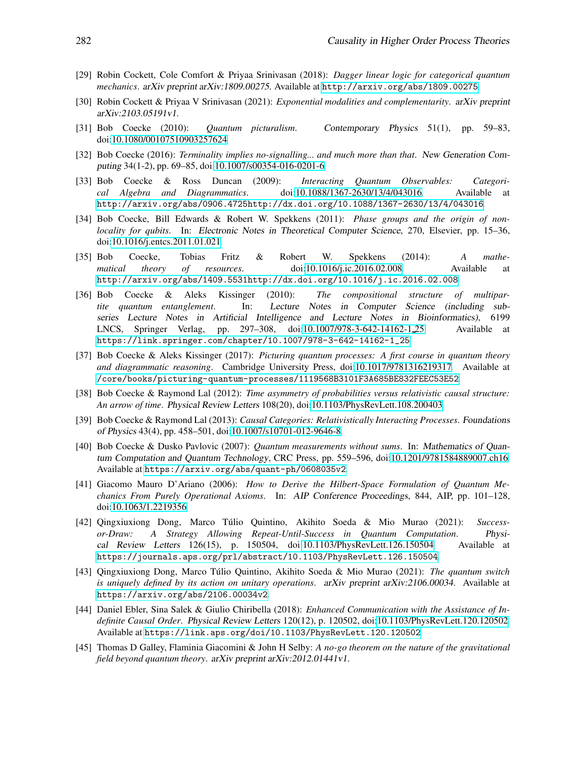[29] Robin Cockett, Cole Comfort & Priyaa Srinivasan (2018): *Dagger linear logic for categorical quantum mechanics*. arXiv preprint arXiv:1809.00275. Available at http://arxiv.org/abs/1809.00275.

[30] Robin Cockett & Priyaa V Srinivasan (2021): *Exponential modalities and complementarity*. arXiv preprint arXiv:2103.05191v1.

[31] Bob Coecke (2010): *Quantum picturalism*. Contemporary Physics 51(1), pp. 59–83, doi:10.1080/00107510903257624.

[32] Bob Coecke (2016): *Terminality implies no-signalling... and much more than that*. New Generation Computing 34(1-2), pp. 69–85, doi:10.1007/s00354-016-0201-6.

[33] Bob Coecke & Ross Duncan (2009): *Interacting Quantum Observables: Categorical Algebra and Diagrammatics*. doi:10.1088/1367-2630/13/4/043016. Available at http://arxiv.org/abs/0906.4725http://dx.doi.org/10.1088/1367-2630/13/4/043016.

[34] Bob Coecke, Bill Edwards & Robert W. Spekkens (2011): *Phase groups and the origin of non-locality for qubits*. In: Electronic Notes in Theoretical Computer Science, 270, Elsevier, pp. 15–36, doi:10.1016/j.entcs.2011.01.021.

[35] Bob Coecke, Tobias Fritz & Robert W. Spekkens (2014): *A mathematical theory of resources*. doi:10.1016/j.ic.2016.02.008. Available at http://arxiv.org/abs/1409.5531http://dx.doi.org/10.1016/j.ic.2016.02.008.

[36] Bob Coecke & Aleks Kissinger (2010): *The compositional structure of multipartite quantum entanglement*. In: Lecture Notes in Computer Science (including subseries Lecture Notes in Artificial Intelligence and Lecture Notes in Bioinformatics), 6199 LNCS, Springer Verlag, pp. 297–308, doi:10.1007/978-3-642-14162-1_25. Available at https://link.springer.com/chapter/10.1007/978-3-642-14162-1_25.

[37] Bob Coecke & Aleks Kissinger (2017): *Picturing quantum processes: A first course in quantum theory and diagrammatic reasoning*. Cambridge University Press, doi:10.1017/9781316219317. Available at /core/books/picturing-quantum-processes/1119568B3101F3A685BE832FEEC53E52.

[38] Bob Coecke & Raymond Lal (2012): *Time asymmetry of probabilities versus relativistic causal structure: An arrow of time*. Physical Review Letters 108(20), doi:10.1103/PhysRevLett.108.200403.

[39] Bob Coecke & Raymond Lal (2013): *Causal Categories: Relativistically Interacting Processes*. Foundations of Physics 43(4), pp. 458–501, doi:10.1007/s10701-012-9646-8.

[40] Bob Coecke & Dusko Pavlovic (2007): *Quantum measurements without sums*. In: Mathematics of Quantum Computation and Quantum Technology, CRC Press, pp. 559–596, doi:10.1201/9781584889007.ch16. Available at https://arxiv.org/abs/quant-ph/0608035v2.

[41] Giacomo Mauro D'Ariano (2006): *How to Derive the Hilbert-Space Formulation of Quantum Mechanics From Purely Operational Axioms*. In: AIP Conference Proceedings, 844, AIP, pp. 101–128, doi:10.1063/1.2219356.

[42] Qingxiuxiong Dong, Marco Túlio Quintino, Akihito Soeda & Mio Murao (2021): *Success-or-Draw: A Strategy Allowing Repeat-Until-Success in Quantum Computation*. Physical Review Letters 126(15), p. 150504, doi:10.1103/PhysRevLett.126.150504. Available at https://journals.aps.org/prl/abstract/10.1103/PhysRevLett.126.150504.

[43] Qingxiuxiong Dong, Marco Túlio Quintino, Akihito Soeda & Mio Murao (2021): *The quantum switch is uniquely defined by its action on unitary operations*. arXiv preprint arXiv:2106.00034. Available at https://arxiv.org/abs/2106.00034v2.

[44] Daniel Ebler, Sina Salek & Giulio Chiribella (2018): *Enhanced Communication with the Assistance of Indefinite Causal Order*. Physical Review Letters 120(12), p. 120502, doi:10.1103/PhysRevLett.120.120502. Available at https://link.aps.org/doi/10.1103/PhysRevLett.120.120502.

[45] Thomas D Galley, Flaminia Giacomini & John H Selby: *A no-go theorem on the nature of the gravitational field beyond quantum theory*. arXiv preprint arXiv:2012.01441v1.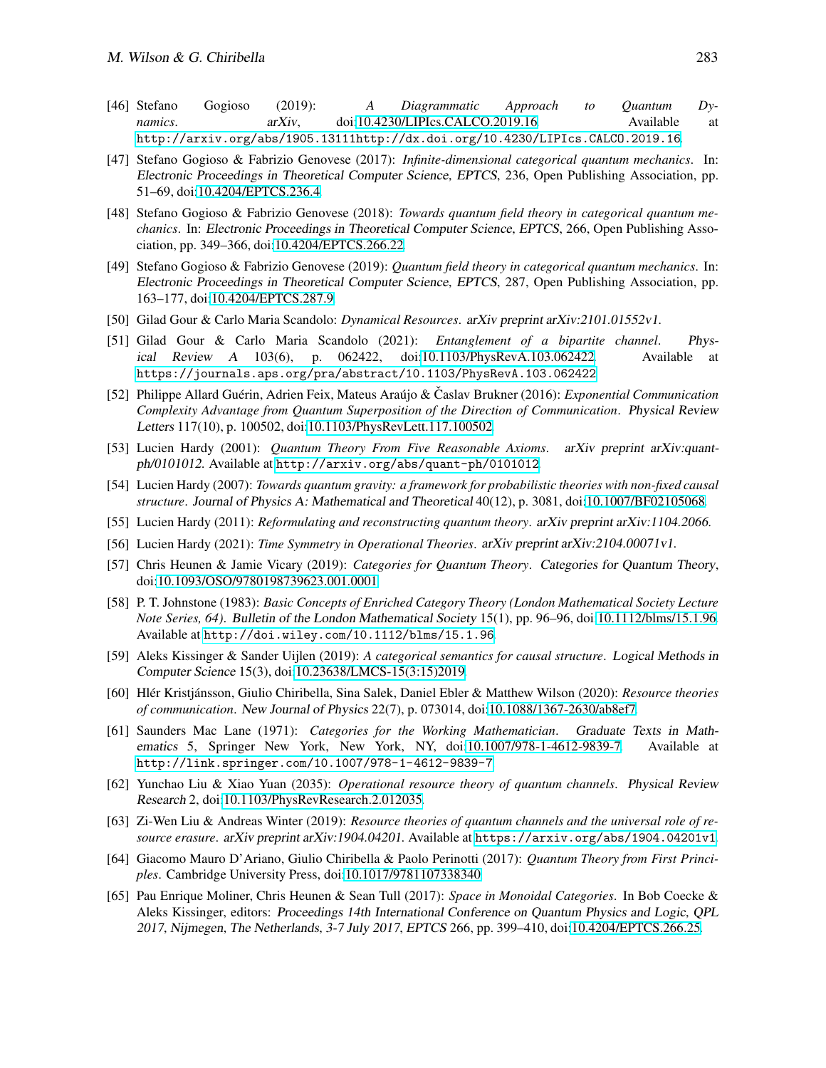[46] Stefano Gogioso (2019): *A Diagrammatic Approach to Quantum Dynamics*. arXiv, doi:10.4230/LIPIcs.CALCO.2019.16. Available at http://arxiv.org/abs/1905.13111http://dx.doi.org/10.4230/LIPIcs.CALCO.2019.16.

[47] Stefano Gogioso & Fabrizio Genovese (2017): *Infinite-dimensional categorical quantum mechanics*. In: Electronic Proceedings in Theoretical Computer Science, EPTCS, 236, Open Publishing Association, pp. 51–69, doi:10.4204/EPTCS.236.4.

[48] Stefano Gogioso & Fabrizio Genovese (2018): *Towards quantum field theory in categorical quantum mechanics*. In: Electronic Proceedings in Theoretical Computer Science, EPTCS, 266, Open Publishing Association, pp. 349–366, doi:10.4204/EPTCS.266.22.

[49] Stefano Gogioso & Fabrizio Genovese (2019): *Quantum field theory in categorical quantum mechanics*. In: Electronic Proceedings in Theoretical Computer Science, EPTCS, 287, Open Publishing Association, pp. 163–177, doi:10.4204/EPTCS.287.9.

[50] Gilad Gour & Carlo Maria Scandolo: *Dynamical Resources*. arXiv preprint arXiv:2101.01552v1.

[51] Gilad Gour & Carlo Maria Scandolo (2021): *Entanglement of a bipartite channel*. Physical Review A 103(6), p. 062422, doi:10.1103/PhysRevA.103.062422. Available at https://journals.aps.org/pra/abstract/10.1103/PhysRevA.103.062422.

[52] Philippe Allard Guérin, Adrien Feix, Mateus Araújo & Časlav Brukner (2016): *Exponential Communication Complexity Advantage from Quantum Superposition of the Direction of Communication*. Physical Review Letters 117(10), p. 100502, doi:10.1103/PhysRevLett.117.100502.

[53] Lucien Hardy (2001): *Quantum Theory From Five Reasonable Axioms*. arXiv preprint arXiv:quant-ph/0101012. Available at http://arxiv.org/abs/quant-ph/0101012.

[54] Lucien Hardy (2007): *Towards quantum gravity: a framework for probabilistic theories with non-fixed causal structure*. Journal of Physics A: Mathematical and Theoretical 40(12), p. 3081, doi:10.1007/BF02105068.

[55] Lucien Hardy (2011): *Reformulating and reconstructing quantum theory*. arXiv preprint arXiv:1104.2066.

[56] Lucien Hardy (2021): *Time Symmetry in Operational Theories*. arXiv preprint arXiv:2104.00071v1.

[57] Chris Heunen & Jamie Vicary (2019): *Categories for Quantum Theory*. Categories for Quantum Theory, doi:10.1093/OSO/9780198739623.001.0001.

[58] P. T. Johnstone (1983): *Basic Concepts of Enriched Category Theory (London Mathematical Society Lecture Note Series, 64)*. Bulletin of the London Mathematical Society 15(1), pp. 96–96, doi:10.1112/blms/15.1.96. Available at http://doi.wiley.com/10.1112/blms/15.1.96.

[59] Aleks Kissinger & Sander Uijlen (2019): *A categorical semantics for causal structure*. Logical Methods in Computer Science 15(3), doi:10.23638/LMCS-15(3:15)2019.

[60] Hlér Kristjánsson, Giulio Chiribella, Sina Salek, Daniel Ebler & Matthew Wilson (2020): *Resource theories of communication*. New Journal of Physics 22(7), p. 073014, doi:10.1088/1367-2630/ab8ef7.

[61] Saunders Mac Lane (1971): *Categories for the Working Mathematician*. Graduate Texts in Mathematics 5, Springer New York, New York, NY, doi:10.1007/978-1-4612-9839-7. Available at http://link.springer.com/10.1007/978-1-4612-9839-7.

[62] Yunchao Liu & Xiao Yuan (2035): *Operational resource theory of quantum channels*. Physical Review Research 2, doi:10.1103/PhysRevResearch.2.012035.

[63] Zi-Wen Liu & Andreas Winter (2019): *Resource theories of quantum channels and the universal role of resource erasure*. arXiv preprint arXiv:1904.04201. Available at https://arxiv.org/abs/1904.04201v1.

[64] Giacomo Mauro D'Ariano, Giulio Chiribella & Paolo Perinotti (2017): *Quantum Theory from First Principles*. Cambridge University Press, doi:10.1017/9781107338340.

[65] Pau Enrique Moliner, Chris Heunen & Sean Tull (2017): *Space in Monoidal Categories*. In Bob Coecke & Aleks Kissinger, editors: Proceedings 14th International Conference on Quantum Physics and Logic, QPL 2017, Nijmegen, The Netherlands, 3-7 July 2017, EPTCS 266, pp. 399–410, doi:10.4204/EPTCS.266.25.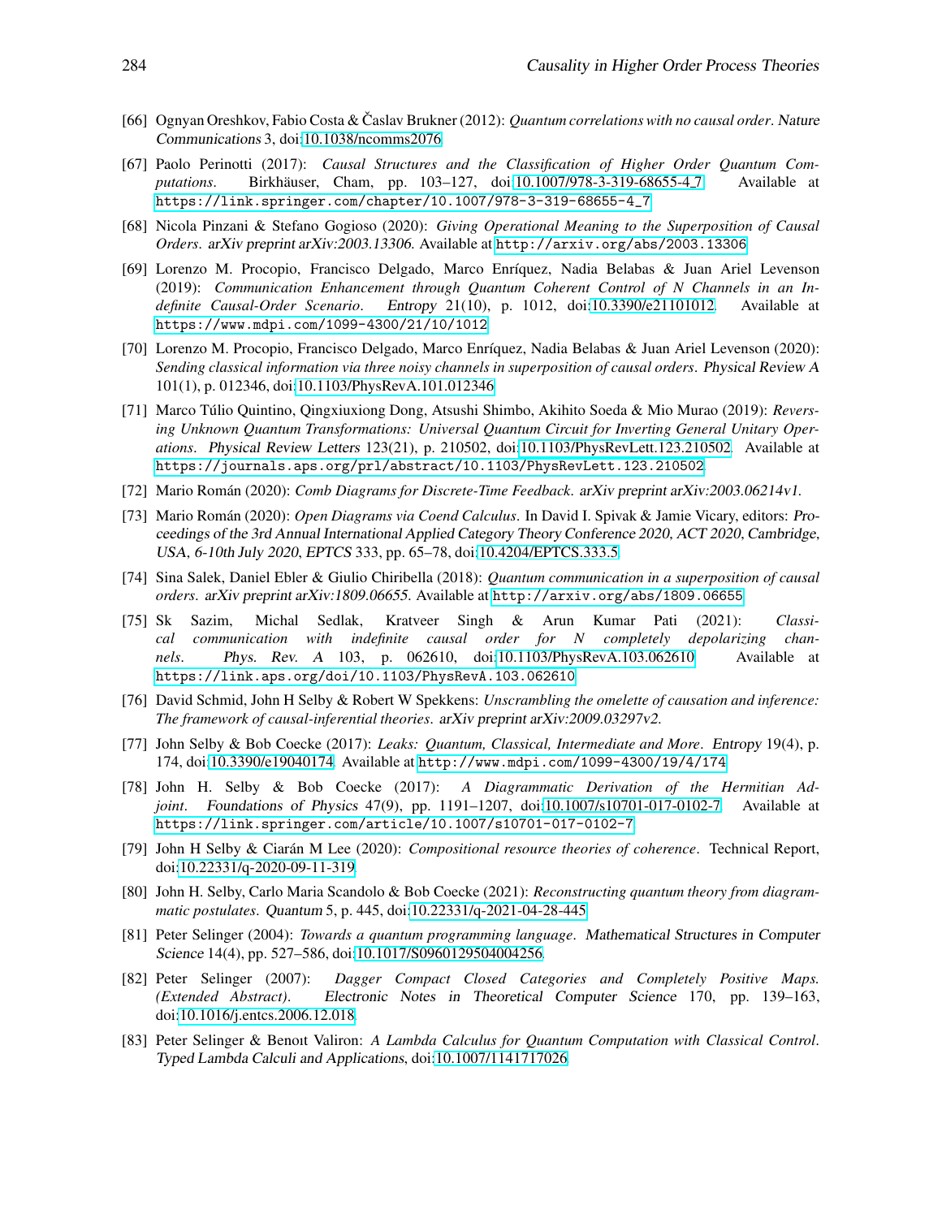[66] Ognyan Oreshkov, Fabio Costa & Časlav Brukner (2012): *Quantum correlations with no causal order*. Nature Communications 3, doi:10.1038/ncomms2076.

[67] Paolo Perinotti (2017): *Causal Structures and the Classification of Higher Order Quantum Computations*. Birkhäuser, Cham, pp. 103–127, doi:10.1007/978-3-319-68655-4_7. Available at https://link.springer.com/chapter/10.1007/978-3-319-68655-4_7.

[68] Nicola Pinzani & Stefano Gogioso (2020): *Giving Operational Meaning to the Superposition of Causal Orders*. arXiv preprint arXiv:2003.13306. Available at http://arxiv.org/abs/2003.13306.

[69] Lorenzo M. Procopio, Francisco Delgado, Marco Enríquez, Nadia Belabas & Juan Ariel Levenson (2019): *Communication Enhancement through Quantum Coherent Control of N Channels in an Indefinite Causal-Order Scenario*. Entropy 21(10), p. 1012, doi:10.3390/e21101012. Available at https://www.mdpi.com/1099-4300/21/10/1012.

[70] Lorenzo M. Procopio, Francisco Delgado, Marco Enríquez, Nadia Belabas & Juan Ariel Levenson (2020): *Sending classical information via three noisy channels in superposition of causal orders*. Physical Review A 101(1), p. 012346, doi:10.1103/PhysRevA.101.012346.

[71] Marco Túlio Quintino, Qingxiuxiong Dong, Atsushi Shimbo, Akihito Soeda & Mio Murao (2019): *Reversing Unknown Quantum Transformations: Universal Quantum Circuit for Inverting General Unitary Operations*. Physical Review Letters 123(21), p. 210502, doi:10.1103/PhysRevLett.123.210502. Available at https://journals.aps.org/prl/abstract/10.1103/PhysRevLett.123.210502.

[72] Mario Román (2020): *Comb Diagrams for Discrete-Time Feedback*. arXiv preprint arXiv:2003.06214v1.

[73] Mario Román (2020): *Open Diagrams via Coend Calculus*. In David I. Spivak & Jamie Vicary, editors: Proceedings of the 3rd Annual International Applied Category Theory Conference 2020, ACT 2020, Cambridge, USA, 6-10th July 2020, EPTCS 333, pp. 65–78, doi:10.4204/EPTCS.333.5.

[74] Sina Salek, Daniel Ebler & Giulio Chiribella (2018): *Quantum communication in a superposition of causal orders*. arXiv preprint arXiv:1809.06655. Available at http://arxiv.org/abs/1809.06655.

[75] Sk Sazim, Michal Sedlak, Kratveer Singh & Arun Kumar Pati (2021): *Classical communication with indefinite causal order for N completely depolarizing channels*. Phys. Rev. A 103, p. 062610, doi:10.1103/PhysRevA.103.062610. Available at https://link.aps.org/doi/10.1103/PhysRevA.103.062610.

[76] David Schmid, John H Selby & Robert W Spekkens: *Unscrambling the omelette of causation and inference: The framework of causal-inferential theories*. arXiv preprint arXiv:2009.03297v2.

[77] John Selby & Bob Coecke (2017): *Leaks: Quantum, Classical, Intermediate and More*. Entropy 19(4), p. 174, doi:10.3390/e19040174. Available at http://www.mdpi.com/1099-4300/19/4/174.

[78] John H. Selby & Bob Coecke (2017): *A Diagrammatic Derivation of the Hermitian Adjoint*. Foundations of Physics 47(9), pp. 1191–1207, doi:10.1007/s10701-017-0102-7. Available at https://link.springer.com/article/10.1007/s10701-017-0102-7.

[79] John H Selby & Ciarán M Lee (2020): *Compositional resource theories of coherence*. Technical Report, doi:10.22331/q-2020-09-11-319.

[80] John H. Selby, Carlo Maria Scandolo & Bob Coecke (2021): *Reconstructing quantum theory from diagrammatic postulates*. Quantum 5, p. 445, doi:10.22331/q-2021-04-28-445.

[81] Peter Selinger (2004): *Towards a quantum programming language*. Mathematical Structures in Computer Science 14(4), pp. 527–586, doi:10.1017/S0960129504004256.

[82] Peter Selinger (2007): *Dagger Compact Closed Categories and Completely Positive Maps. (Extended Abstract)*. Electronic Notes in Theoretical Computer Science 170, pp. 139–163, doi:10.1016/j.entcs.2006.12.018.

[83] Peter Selinger & Benoıt Valiron: *A Lambda Calculus for Quantum Computation with Classical Control*. Typed Lambda Calculi and Applications, doi:10.1007/1141717026.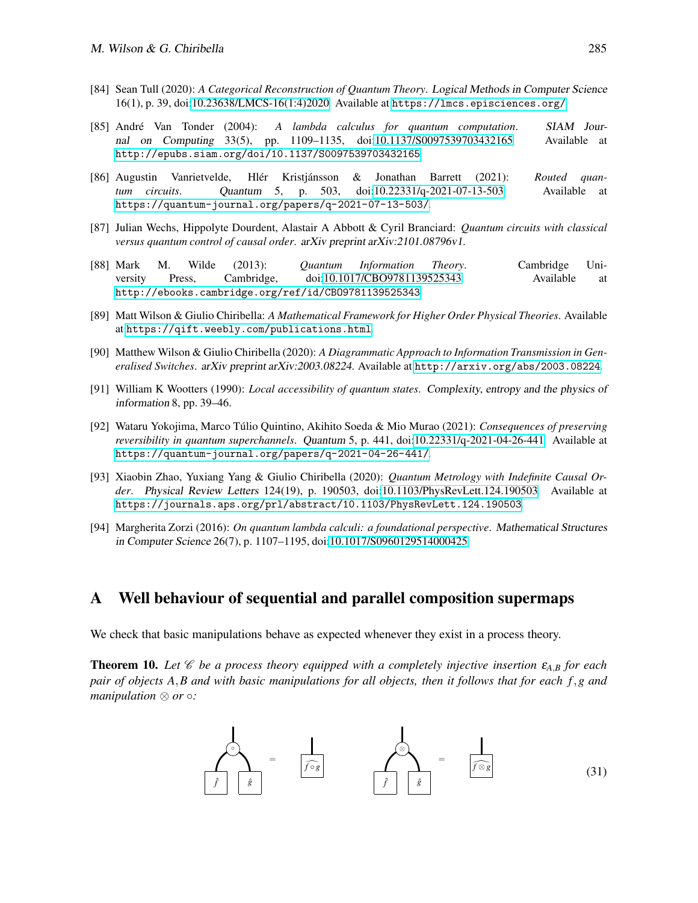[84] Sean Tull (2020): *A Categorical Reconstruction of Quantum Theory*. Logical Methods in Computer Science 16(1), p. 39, doi:10.23638/LMCS-16(1:4)2020. Available at https://lmcs.episciences.org/.

[85] André Van Tonder (2004): *A lambda calculus for quantum computation*. SIAM Journal on Computing 33(5), pp. 1109–1135, doi:10.1137/S0097539703432165. Available at http://epubs.siam.org/doi/10.1137/S0097539703432165.

[86] Augustin Vanrietvelde, Hlér Kristjánsson & Jonathan Barrett (2021): *Routed quantum circuits*. Quantum 5, p. 503, doi:10.22331/q-2021-07-13-503. Available at https://quantum-journal.org/papers/q-2021-07-13-503/.

[87] Julian Wechs, Hippolyte Dourdent, Alastair A Abbott & Cyril Branciard: *Quantum circuits with classical versus quantum control of causal order*. arXiv preprint arXiv:2101.08796v1.

[88] Mark M. Wilde (2013): *Quantum Information Theory*. Cambridge University Press, Cambridge, doi:10.1017/CBO9781139525343. Available at http://ebooks.cambridge.org/ref/id/CBO9781139525343.

[89] Matt Wilson & Giulio Chiribella: *A Mathematical Framework for Higher Order Physical Theories*. Available at https://qift.weebly.com/publications.html.

[90] Matthew Wilson & Giulio Chiribella (2020): *A Diagrammatic Approach to Information Transmission in Generalised Switches*. arXiv preprint arXiv:2003.08224. Available at http://arxiv.org/abs/2003.08224.

[91] William K Wootters (1990): *Local accessibility of quantum states*. Complexity, entropy and the physics of information 8, pp. 39–46.

[92] Wataru Yokojima, Marco Túlio Quintino, Akihito Soeda & Mio Murao (2021): *Consequences of preserving reversibility in quantum superchannels*. Quantum 5, p. 441, doi:10.22331/q-2021-04-26-441. Available at https://quantum-journal.org/papers/q-2021-04-26-441/.

[93] Xiaobin Zhao, Yuxiang Yang & Giulio Chiribella (2020): *Quantum Metrology with Indefinite Causal Order*. Physical Review Letters 124(19), p. 190503, doi:10.1103/PhysRevLett.124.190503. Available at https://journals.aps.org/prl/abstract/10.1103/PhysRevLett.124.190503.

[94] Margherita Zorzi (2016): *On quantum lambda calculi: a foundational perspective*. Mathematical Structures in Computer Science 26(7), p. 1107–1195, doi:10.1017/S0960129514000425.

# A Well behaviour of sequential and parallel composition supermaps

We check that basic manipulations behave as expected whenever they exist in a process theory.

**Theorem 10.** *Let $\mathscr{C}$ be a process theory equipped with a completely injective insertion $\varepsilon_{A,B}$ for each pair of objects $A,B$ and with basic manipulations for all objects, then it follows that for each $f,g$ and manipulation $\otimes$ or $\circ$:*

$$\circ(\hat{f}, \hat{g}) = \widehat{f \circ g} \qquad \otimes(\hat{f}, \hat{g}) = \widehat{f \otimes g} \tag{31}$$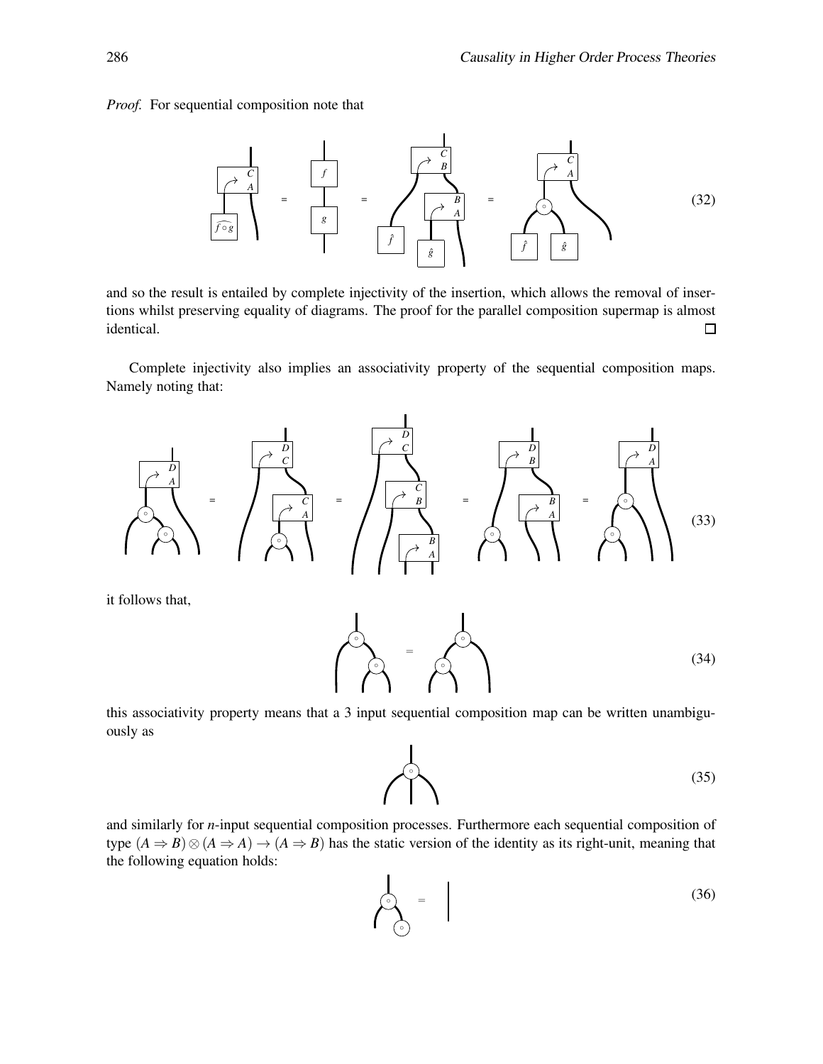*Proof.* For sequential composition note that

(32)

and so the result is entailed by complete injectivity of the insertion, which allows the removal of insertions whilst preserving equality of diagrams. The proof for the parallel composition supermap is almost identical. □

Complete injectivity also implies an associativity property of the sequential composition maps. Namely noting that:

(33)

it follows that,

(34)

this associativity property means that a 3 input sequential composition map can be written unambiguously as

(35)

and similarly for $n$-input sequential composition processes. Furthermore each sequential composition of type $(A \Rightarrow B) \otimes (A \Rightarrow A) \rightarrow (A \Rightarrow B)$ has the static version of the identity as its right-unit, meaning that the following equation holds:

(36)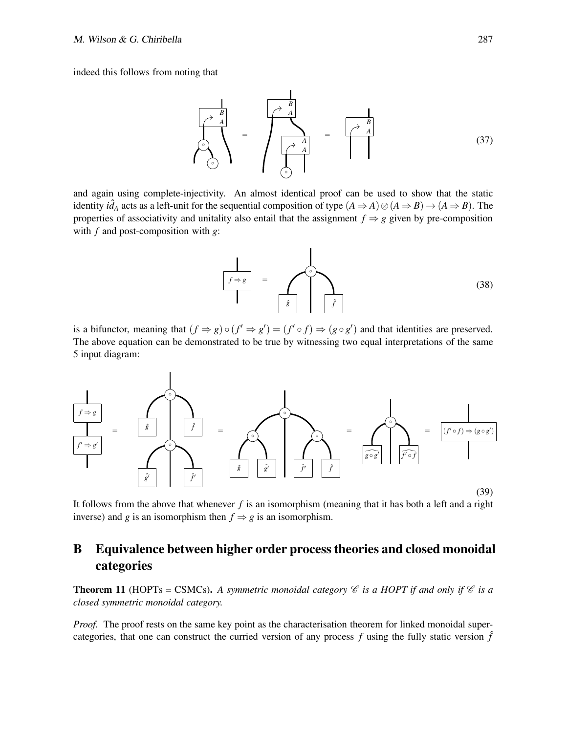indeed this follows from noting that

$$(37)$$

and again using complete-injectivity. An almost identical proof can be used to show that the static identity $\hat{id}_A$ acts as a left-unit for the sequential composition of type $(A \Rightarrow A) \otimes (A \Rightarrow B) \to (A \Rightarrow B)$. The properties of associativity and unitality also entail that the assignment $f \Rightarrow g$ given by pre-composition with $f$ and post-composition with $g$:

$$(38)$$

is a bifunctor, meaning that $(f \Rightarrow g) \circ (f' \Rightarrow g') = (f' \circ f) \Rightarrow (g \circ g')$ and that identities are preserved. The above equation can be demonstrated to be true by witnessing two equal interpretations of the same 5 input diagram:

$$(39)$$

It follows from the above that whenever $f$ is an isomorphism (meaning that it has both a left and a right inverse) and $g$ is an isomorphism then $f \Rightarrow g$ is an isomorphism.

# B Equivalence between higher order process theories and closed monoidal categories

**Theorem 11** (HOPTs = CSMCs)**.** *A symmetric monoidal category $\mathscr{C}$ is a HOPT if and only if $\mathscr{C}$ is a closed symmetric monoidal category.*

*Proof.* The proof rests on the same key point as the characterisation theorem for linked monoidal super-categories, that one can construct the curried version of any process $f$ using the fully static version $\hat{f}$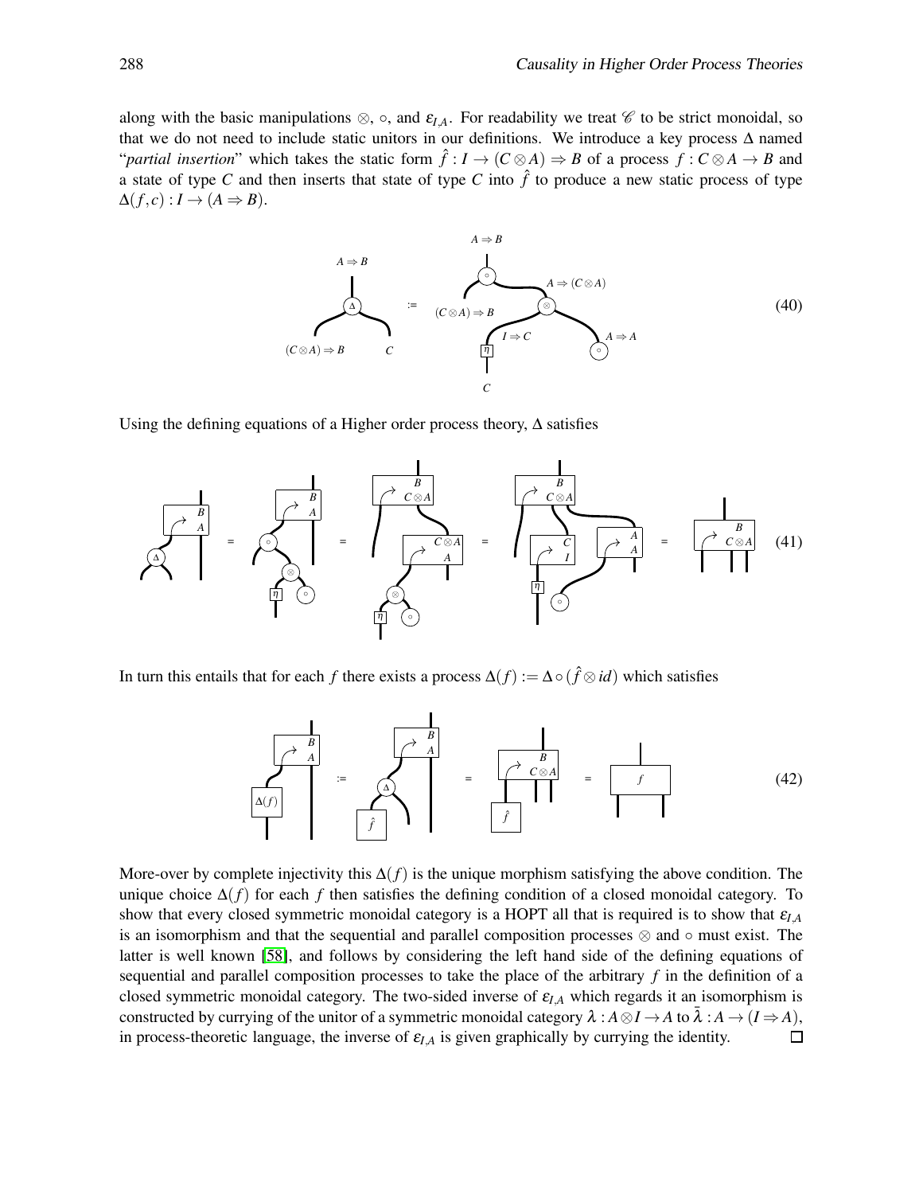along with the basic manipulations $\otimes$, $\circ$, and $\varepsilon_{I,A}$. For readability we treat $\mathscr{C}$ to be strict monoidal, so that we do not need to include static unitors in our definitions. We introduce a key process $\Delta$ named "*partial insertion*" which takes the static form $\hat{f} : I \to (C \otimes A) \Rightarrow B$ of a process $f : C \otimes A \to B$ and a state of type $C$ and then inserts that state of type $C$ into $\hat{f}$ to produce a new static process of type $\Delta(f,c) : I \to (A \Rightarrow B)$.

$$(40)$$

Using the defining equations of a Higher order process theory, $\Delta$ satisfies

$$(41)$$

In turn this entails that for each $f$ there exists a process $\Delta(f) := \Delta \circ (\hat{f} \otimes id)$ which satisfies

$$(42)$$

More-over by complete injectivity this $\Delta(f)$ is the unique morphism satisfying the above condition. The unique choice $\Delta(f)$ for each $f$ then satisfies the defining condition of a closed monoidal category. To show that every closed symmetric monoidal category is a HOPT all that is required is to show that $\varepsilon_{I,A}$ is an isomorphism and that the sequential and parallel composition processes $\otimes$ and $\circ$ must exist. The latter is well known [58], and follows by considering the left hand side of the defining equations of sequential and parallel composition processes to take the place of the arbitrary $f$ in the definition of a closed symmetric monoidal category. The two-sided inverse of $\varepsilon_{I,A}$ which regards it an isomorphism is constructed by currying of the unitor of a symmetric monoidal category $\lambda : A \otimes I \to A$ to $\bar{\lambda} : A \to (I \Rightarrow A)$, in process-theoretic language, the inverse of $\varepsilon_{I,A}$ is given graphically by currying the identity. $\square$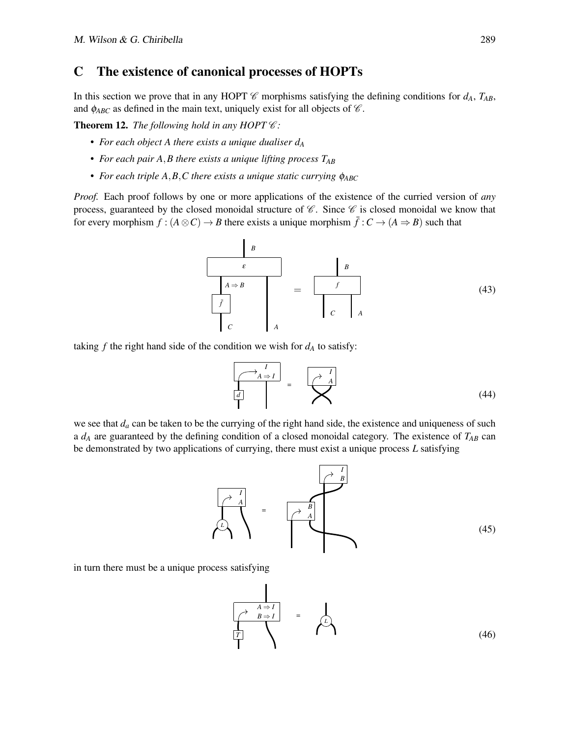## C The existence of canonical processes of HOPTs

In this section we prove that in any HOPT $\mathscr{C}$ morphisms satisfying the defining conditions for $d_A$, $T_{AB}$, and $\phi_{ABC}$ as defined in the main text, uniquely exist for all objects of $\mathscr{C}$.

**Theorem 12.** *The following hold in any HOPT $\mathscr{C}$:*

- *For each object $A$ there exists a unique dualiser $d_A$*
- *For each pair $A, B$ there exists a unique lifting process $T_{AB}$*
- *For each triple $A, B, C$ there exists a unique static currying $\phi_{ABC}$*

*Proof.* Each proof follows by one or more applications of the existence of the curried version of *any* process, guaranteed by the closed monoidal structure of $\mathscr{C}$. Since $\mathscr{C}$ is closed monoidal we know that for every morphism $f : (A \otimes C) \to B$ there exists a unique morphism $\bar{f} : C \to (A \Rightarrow B)$ such that

(43)

taking $f$ the right hand side of the condition we wish for $d_A$ to satisfy:

(44)

we see that $d_a$ can be taken to be the currying of the right hand side, the existence and uniqueness of such a $d_A$ are guaranteed by the defining condition of a closed monoidal category. The existence of $T_{AB}$ can be demonstrated by two applications of currying, there must exist a unique process $L$ satisfying

(45)

in turn there must be a unique process satisfying

(46)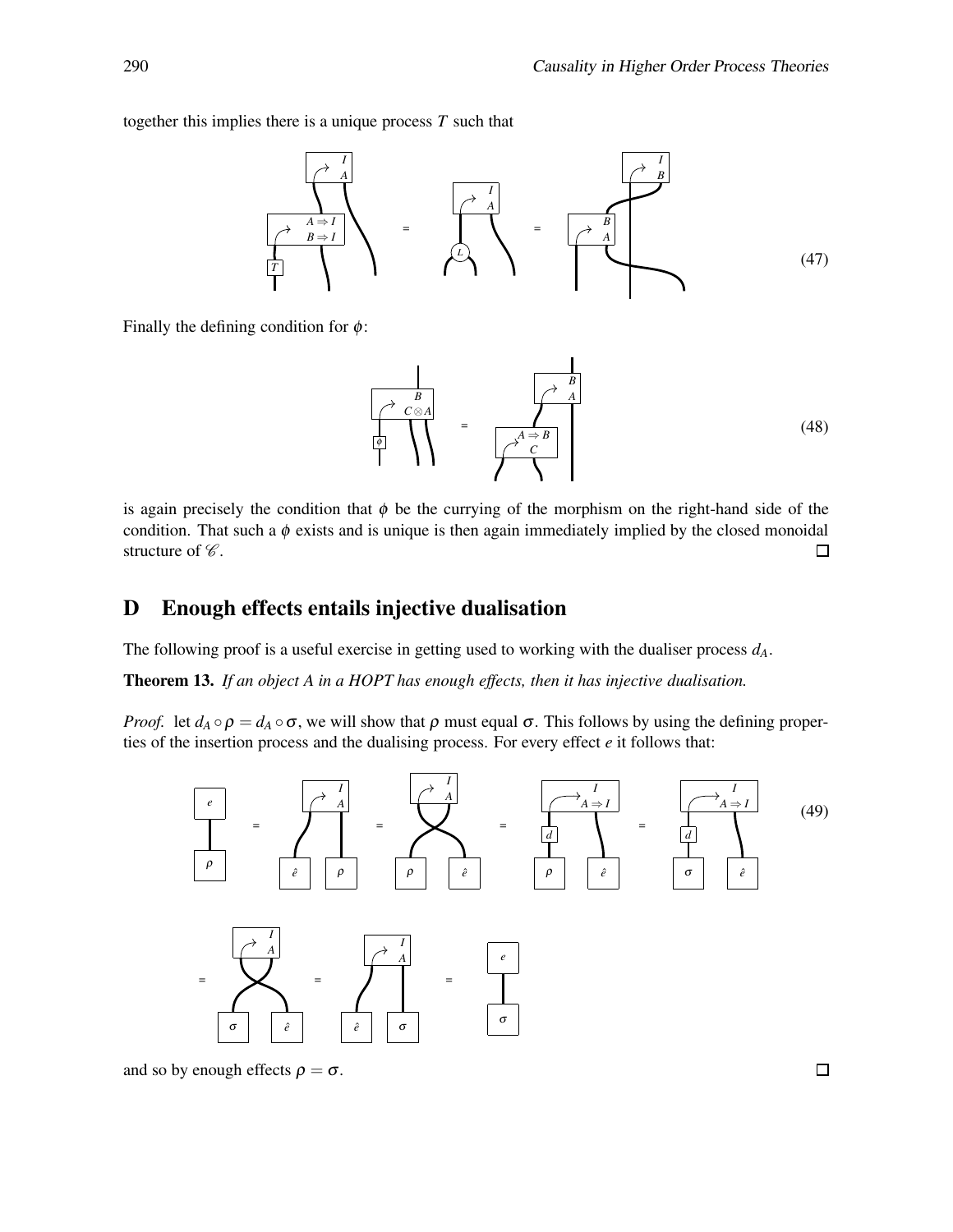together this implies there is a unique process $T$ such that

(47)

Finally the defining condition for $\phi$:

(48)

is again precisely the condition that $\phi$ be the currying of the morphism on the right-hand side of the condition. That such a $\phi$ exists and is unique is then again immediately implied by the closed monoidal structure of $\mathscr{C}$. □

## D Enough effects entails injective dualisation

The following proof is a useful exercise in getting used to working with the dualiser process $d_A$.

**Theorem 13.** *If an object A in a HOPT has enough effects, then it has injective dualisation.*

*Proof.* let $d_A \circ \rho = d_A \circ \sigma$, we will show that $\rho$ must equal $\sigma$. This follows by using the defining properties of the insertion process and the dualising process. For every effect $e$ it follows that:

(49)

and so by enough effects $\rho = \sigma$. □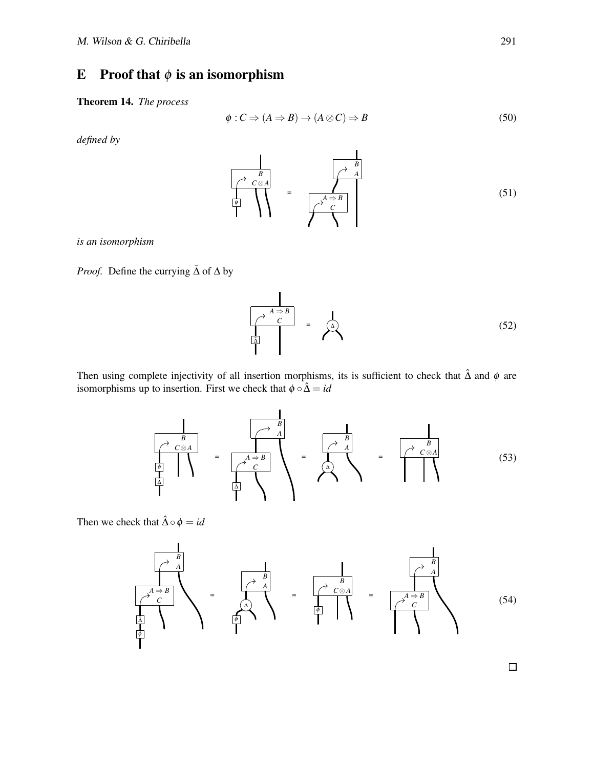## E Proof that $\phi$ is an isomorphism

**Theorem 14.** *The process*

$$\phi : C \Rightarrow (A \Rightarrow B) \to (A \otimes C) \Rightarrow B \tag{50}$$

*defined by*

(51)

*is an isomorphism*

*Proof.* Define the currying $\bar{\Delta}$ of $\Delta$ by

(52)

Then using complete injectivity of all insertion morphisms, its is sufficient to check that $\hat{\Delta}$ and $\phi$ are isomorphisms up to insertion. First we check that $\phi \circ \hat{\Delta} = id$

(53)

Then we check that $\hat{\Delta} \circ \phi = id$

(54)

□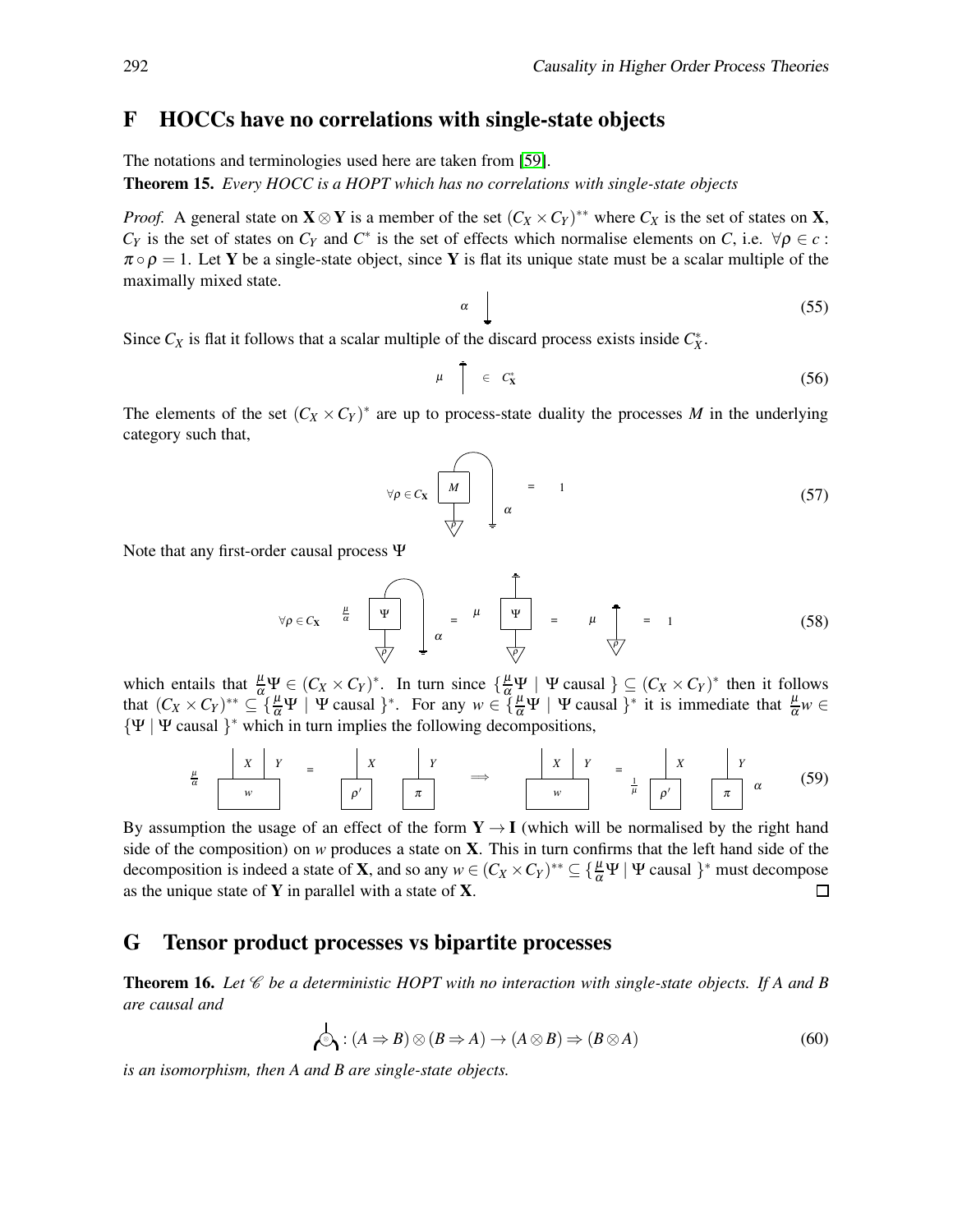## F HOCCs have no correlations with single-state objects

The notations and terminologies used here are taken from [59].

**Theorem 15.** *Every HOCC is a HOPT which has no correlations with single-state objects*

*Proof.* A general state on $\mathbf{X} \otimes \mathbf{Y}$ is a member of the set $(C_X \times C_Y)^{**}$ where $C_X$ is the set of states on $\mathbf{X}$, $C_Y$ is the set of states on $C_Y$ and $C^*$ is the set of effects which normalise elements on $C$, i.e. $\forall \rho \in c$ : $\pi \circ \rho = 1$. Let $\mathbf{Y}$ be a single-state object, since $\mathbf{Y}$ is flat its unique state must be a scalar multiple of the maximally mixed state.

$$\alpha \quad (\text{maximally mixed state}) \tag{55}$$

Since $C_X$ is flat it follows that a scalar multiple of the discard process exists inside $C_X^*$.

$$\mu \quad (\text{discard}) \in C_{\mathbf{X}}^* \tag{56}$$

The elements of the set $(C_X \times C_Y)^*$ are up to process-state duality the processes $M$ in the underlying category such that,

$$\forall \rho \in C_{\mathbf{X}} \quad M \circ (\rho \otimes \alpha) = 1 \tag{57}$$

Note that any first-order causal process $\Psi$

$$\forall \rho \in C_{\mathbf{X}} \quad \frac{\mu}{\alpha} \Psi \circ (\rho \otimes \alpha) = \mu \, (\text{discard} \circ \Psi \circ \rho) = \mu \, (\text{discard} \circ \rho) = 1 \tag{58}$$

which entails that $\frac{\mu}{\alpha}\Psi \in (C_X \times C_Y)^*$. In turn since $\{\frac{\mu}{\alpha}\Psi \mid \Psi \text{ causal }\} \subseteq (C_X \times C_Y)^*$ then it follows that $(C_X \times C_Y)^{**} \subseteq \{\frac{\mu}{\alpha}\Psi \mid \Psi \text{ causal }\}^*$. For any $w \in \{\frac{\mu}{\alpha}\Psi \mid \Psi \text{ causal }\}^*$ it is immediate that $\frac{\mu}{\alpha}w \in \{\Psi \mid \Psi \text{ causal }\}^*$ which in turn implies the following decompositions,

$$\frac{\mu}{\alpha} \, w_{X,Y} = \rho'_X \otimes \pi_Y \implies w_{X,Y} = \frac{1}{\mu} \, \rho'_X \otimes \pi_Y \, \alpha \tag{59}$$

By assumption the usage of an effect of the form $\mathbf{Y} \to \mathbf{I}$ (which will be normalised by the right hand side of the composition) on $w$ produces a state on $\mathbf{X}$. This in turn confirms that the left hand side of the decomposition is indeed a state of $\mathbf{X}$, and so any $w \in (C_X \times C_Y)^{**} \subseteq \{\frac{\mu}{\alpha}\Psi \mid \Psi \text{ causal }\}^*$ must decompose as the unique state of $\mathbf{Y}$ in parallel with a state of $\mathbf{X}$. □

## G Tensor product processes vs bipartite processes

**Theorem 16.** *Let $\mathscr{C}$ be a deterministic HOPT with no interaction with single-state objects. If A and B are causal and*

$$\circledcirc : (A \Rightarrow B) \otimes (B \Rightarrow A) \to (A \otimes B) \Rightarrow (B \otimes A) \tag{60}$$

*is an isomorphism, then A and B are single-state objects.*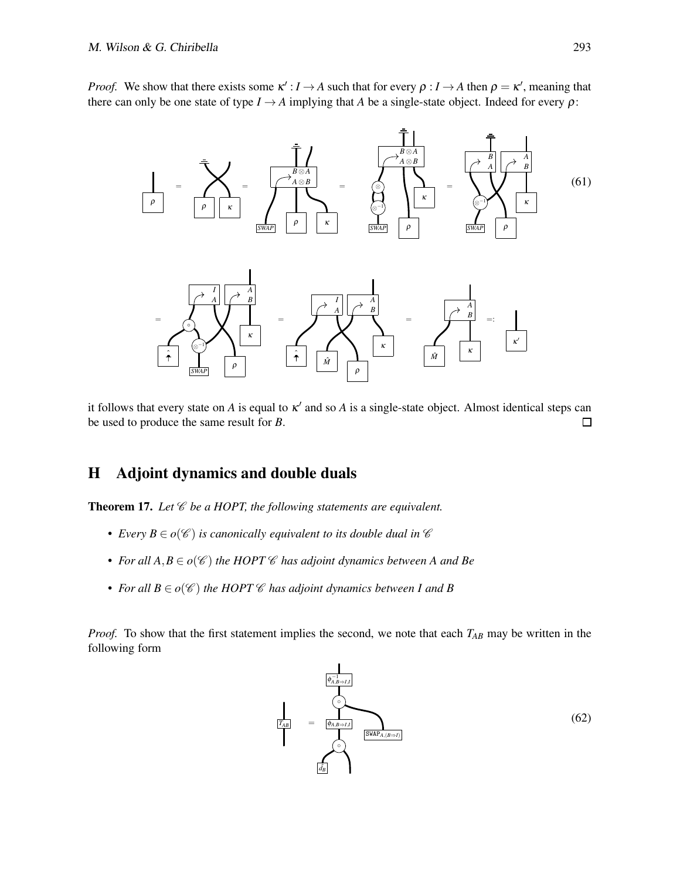*Proof.* We show that there exists some $\kappa' : I \to A$ such that for every $\rho : I \to A$ then $\rho = \kappa'$, meaning that there can only be one state of type $I \to A$ implying that $A$ be a single-state object. Indeed for every $\rho$:

(61)

it follows that every state on $A$ is equal to $\kappa'$ and so $A$ is a single-state object. Almost identical steps can be used to produce the same result for $B$. □

## H Adjoint dynamics and double duals

**Theorem 17.** *Let $\mathscr{C}$ be a HOPT, the following statements are equivalent.*

- *Every $B \in o(\mathscr{C})$ is canonically equivalent to its double dual in $\mathscr{C}$*
- *For all $A, B \in o(\mathscr{C})$ the HOPT $\mathscr{C}$ has adjoint dynamics between $A$ and $Be$*
- *For all $B \in o(\mathscr{C})$ the HOPT $\mathscr{C}$ has adjoint dynamics between $I$ and $B$*

*Proof.* To show that the first statement implies the second, we note that each $T_{AB}$ may be written in the following form

(62)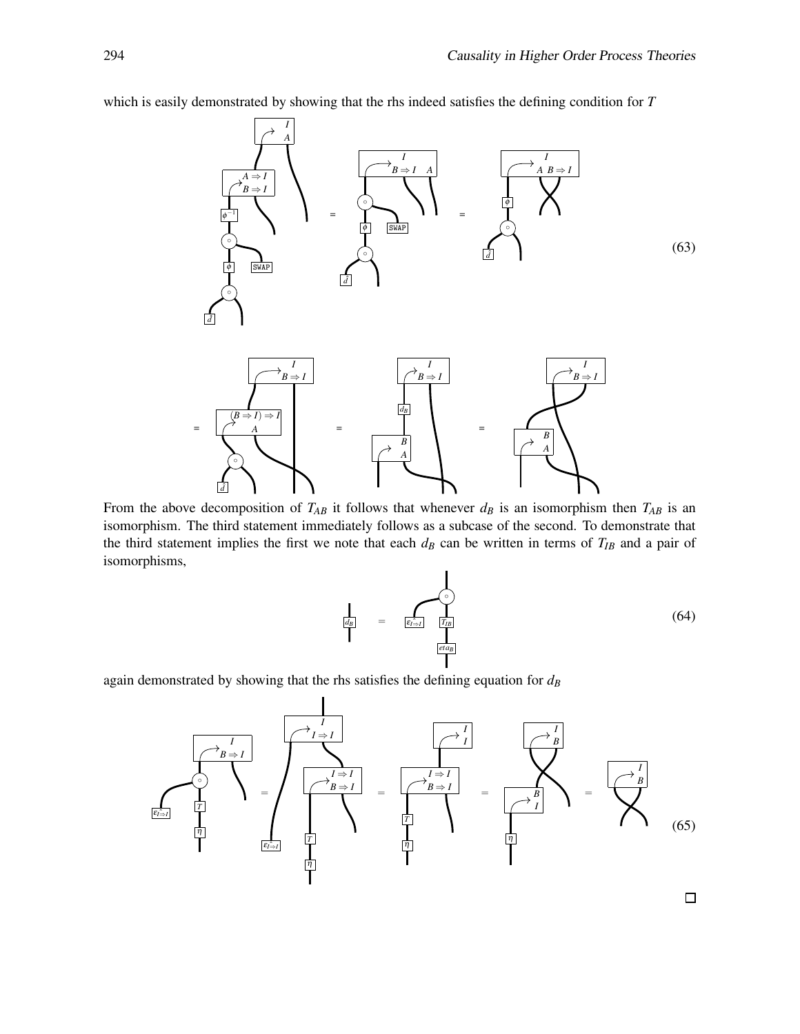which is easily demonstrated by showing that the rhs indeed satisfies the defining condition for $T$

(63)

From the above decomposition of $T_{AB}$ it follows that whenever $d_B$ is an isomorphism then $T_{AB}$ is an isomorphism. The third statement immediately follows as a subcase of the second. To demonstrate that the third statement implies the first we note that each $d_B$ can be written in terms of $T_{IB}$ and a pair of isomorphisms,

(64)

again demonstrated by showing that the rhs satisfies the defining equation for $d_B$

(65)

□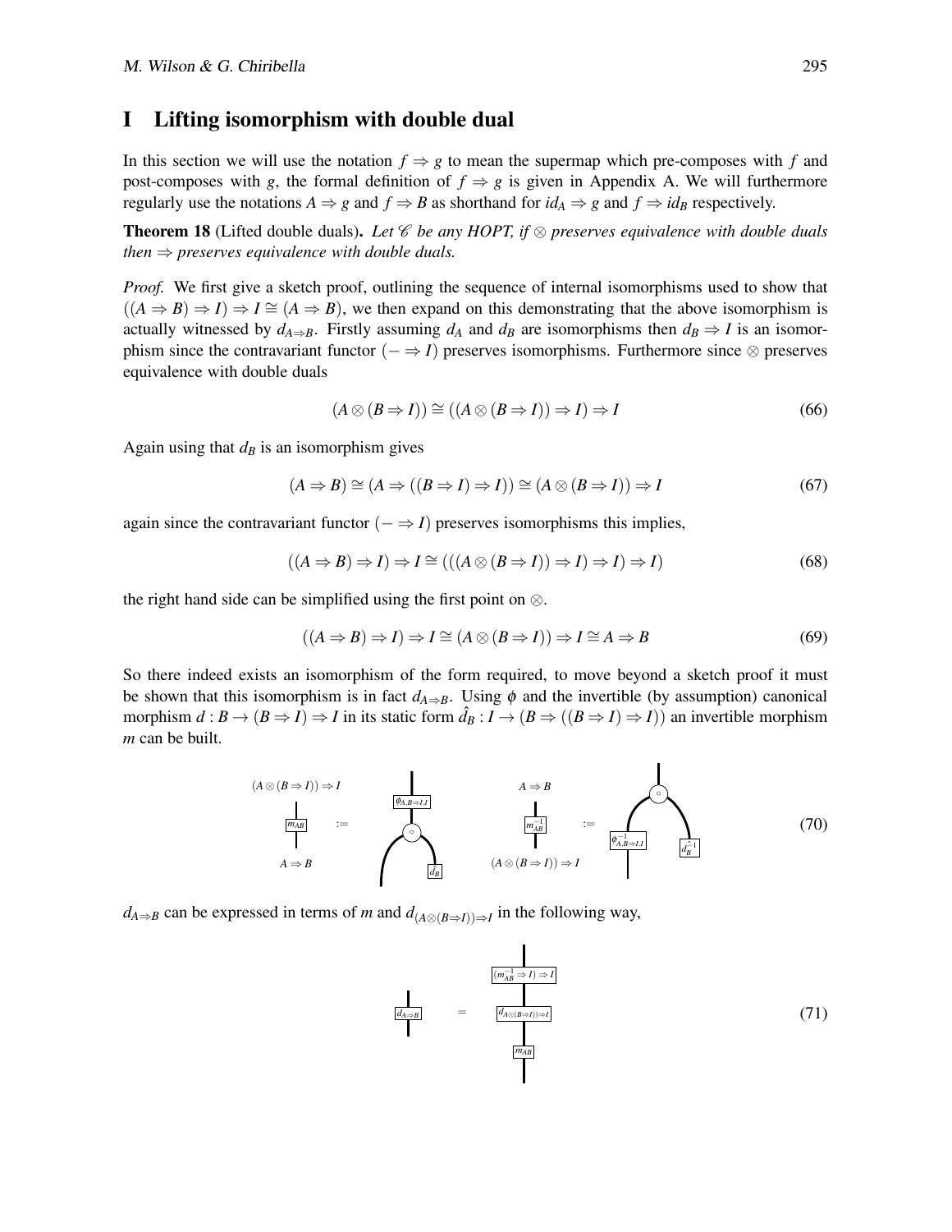## I Lifting isomorphism with double dual

In this section we will use the notation $f \Rightarrow g$ to mean the supermap which pre-composes with $f$ and post-composes with $g$, the formal definition of $f \Rightarrow g$ is given in Appendix A. We will furthermore regularly use the notations $A \Rightarrow g$ and $f \Rightarrow B$ as shorthand for $id_A \Rightarrow g$ and $f \Rightarrow id_B$ respectively.

**Theorem 18** (Lifted double duals). *Let $\mathscr{C}$ be any HOPT, if $\otimes$ preserves equivalence with double duals then $\Rightarrow$ preserves equivalence with double duals.*

*Proof.* We first give a sketch proof, outlining the sequence of internal isomorphisms used to show that $((A \Rightarrow B) \Rightarrow I) \Rightarrow I \cong (A \Rightarrow B)$, we then expand on this demonstrating that the above isomorphism is actually witnessed by $d_{A \Rightarrow B}$. Firstly assuming $d_A$ and $d_B$ are isomorphisms then $d_B \Rightarrow I$ is an isomorphism since the contravariant functor $(- \Rightarrow I)$ preserves isomorphisms. Furthermore since $\otimes$ preserves equivalence with double duals

$$(A \otimes (B \Rightarrow I)) \cong ((A \otimes (B \Rightarrow I)) \Rightarrow I) \Rightarrow I \tag{66}$$

Again using that $d_B$ is an isomorphism gives

$$(A \Rightarrow B) \cong (A \Rightarrow ((B \Rightarrow I) \Rightarrow I)) \cong (A \otimes (B \Rightarrow I)) \Rightarrow I \tag{67}$$

again since the contravariant functor $(- \Rightarrow I)$ preserves isomorphisms this implies,

$$((A \Rightarrow B) \Rightarrow I) \Rightarrow I \cong (((A \otimes (B \Rightarrow I)) \Rightarrow I) \Rightarrow I) \Rightarrow I) \tag{68}$$

the right hand side can be simplified using the first point on $\otimes$.

$$((A \Rightarrow B) \Rightarrow I) \Rightarrow I \cong (A \otimes (B \Rightarrow I)) \Rightarrow I \cong A \Rightarrow B \tag{69}$$

So there indeed exists an isomorphism of the form required, to move beyond a sketch proof it must be shown that this isomorphism is in fact $d_{A \Rightarrow B}$. Using $\phi$ and the invertible (by assumption) canonical morphism $d : B \to (B \Rightarrow I) \Rightarrow I$ in its static form $\hat{d}_B : I \to (B \Rightarrow ((B \Rightarrow I) \Rightarrow I))$ an invertible morphism $m$ can be built.

$$m_{AB} : A \Rightarrow B \to (A \otimes (B \Rightarrow I)) \Rightarrow I := \phi_{A,B \Rightarrow I,I} \circ (- \circ \hat{d}_B) \qquad m_{AB}^{-1} : (A \otimes (B \Rightarrow I)) \Rightarrow I \to A \Rightarrow B := (\phi^{-1}_{A,B \Rightarrow I,I}, \hat{d}_B^{-1}) \circ \tag{70}$$

$d_{A \Rightarrow B}$ can be expressed in terms of $m$ and $d_{(A \otimes (B \Rightarrow I)) \Rightarrow I}$ in the following way,

$$d_{A \Rightarrow B} = ((m_{AB}^{-1} \Rightarrow I) \Rightarrow I) \circ d_{A \otimes (B \Rightarrow I)) \Rightarrow I} \circ m_{AB} \tag{71}$$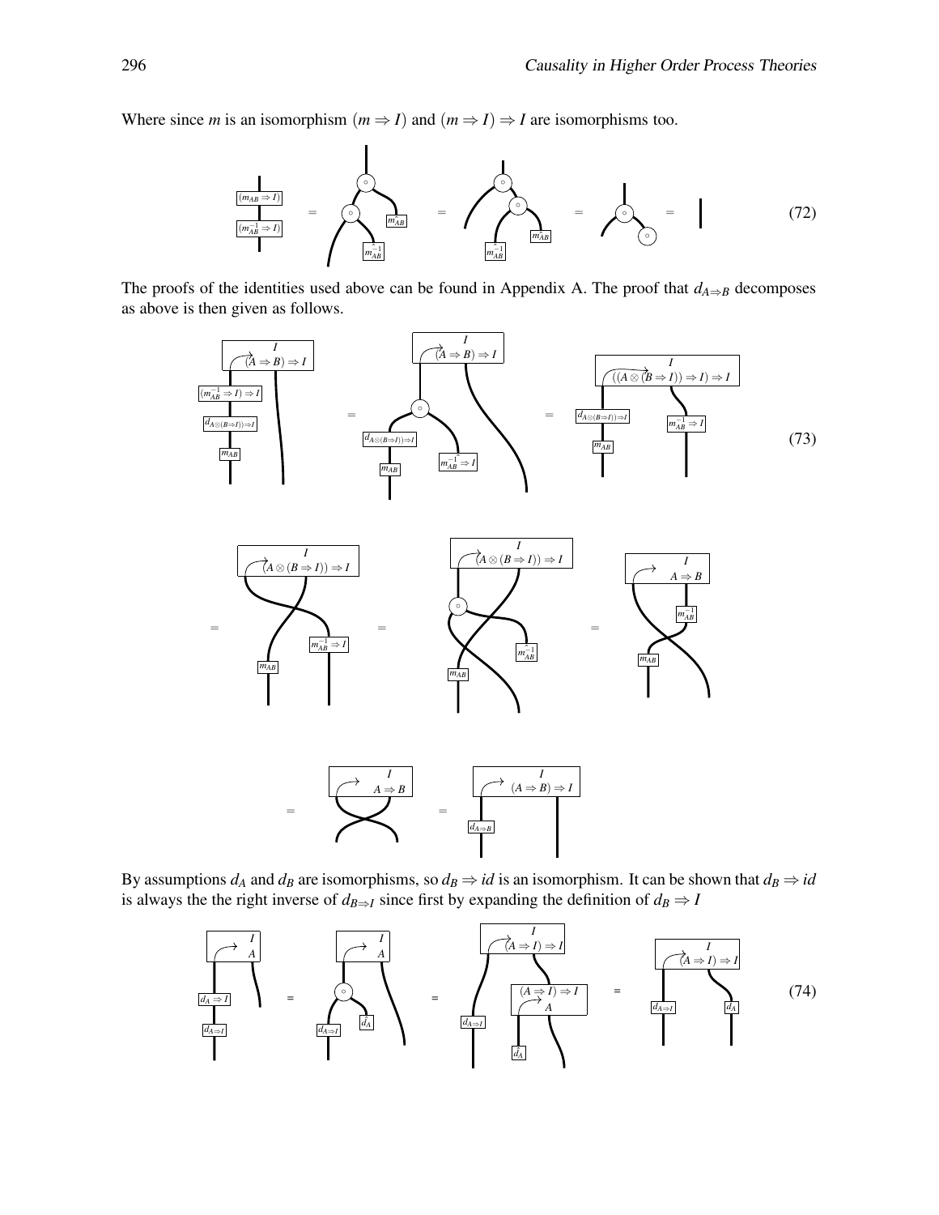Where since $m$ is an isomorphism $(m \Rightarrow I)$ and $(m \Rightarrow I) \Rightarrow I$ are isomorphisms too.

$$(72)$$

The proofs of the identities used above can be found in Appendix A. The proof that $d_{A \Rightarrow B}$ decomposes as above is then given as follows.

$$(73)$$

By assumptions $d_A$ and $d_B$ are isomorphisms, so $d_B \Rightarrow id$ is an isomorphism. It can be shown that $d_B \Rightarrow id$ is always the the right inverse of $d_{B \Rightarrow I}$ since first by expanding the definition of $d_B \Rightarrow I$

$$(74)$$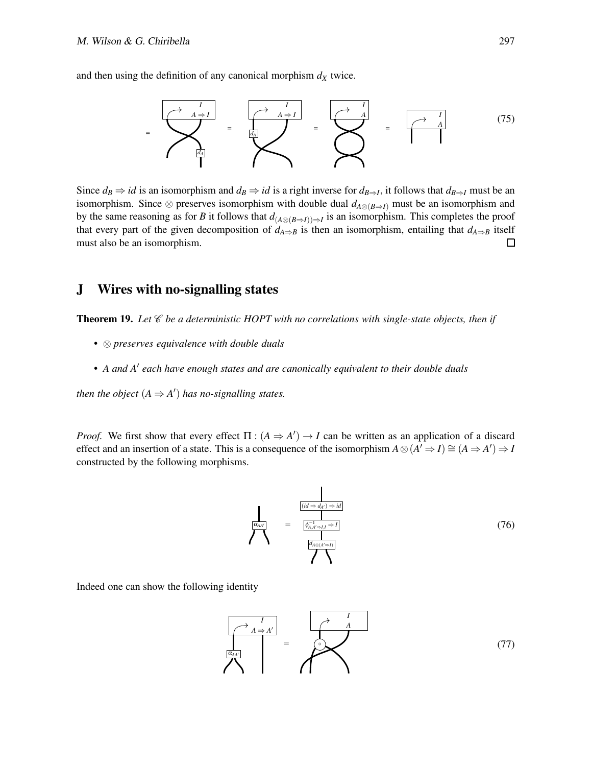and then using the definition of any canonical morphism $d_X$ twice.

$$= \quad = \quad = \quad = \tag{75}$$

Since $d_B \Rightarrow id$ is an isomorphism and $d_B \Rightarrow id$ is a right inverse for $d_{B \Rightarrow I}$, it follows that $d_{B \Rightarrow I}$ must be an isomorphism. Since $\otimes$ preserves isomorphism with double dual $d_{A \otimes (B \Rightarrow I)}$ must be an isomorphism and by the same reasoning as for $B$ it follows that $d_{(A \otimes (B \Rightarrow I)) \Rightarrow I}$ is an isomorphism. This completes the proof that every part of the given decomposition of $d_{A \Rightarrow B}$ is then an isomorphism, entailing that $d_{A \Rightarrow B}$ itself must also be an isomorphism. □

## J Wires with no-signalling states

**Theorem 19.** *Let $\mathscr{C}$ be a deterministic HOPT with no correlations with single-state objects, then if*

- *$\otimes$ preserves equivalence with double duals*
- *$A$ and $A'$ each have enough states and are canonically equivalent to their double duals*

*then the object $(A \Rightarrow A')$ has no-signalling states.*

*Proof.* We first show that every effect $\Pi : (A \Rightarrow A') \to I$ can be written as an application of a discard effect and an insertion of a state. This is a consequence of the isomorphism $A \otimes (A' \Rightarrow I) \cong (A \Rightarrow A') \Rightarrow I$ constructed by the following morphisms.

$$\alpha_{AA'} = (id \Rightarrow d_{A'}) \Rightarrow id \circ \phi^{-1}_{A,A' \Rightarrow I,I} \Rightarrow I \circ d_{A \otimes (A' \Rightarrow I)} \tag{76}$$

Indeed one can show the following identity

$$= \tag{77}$$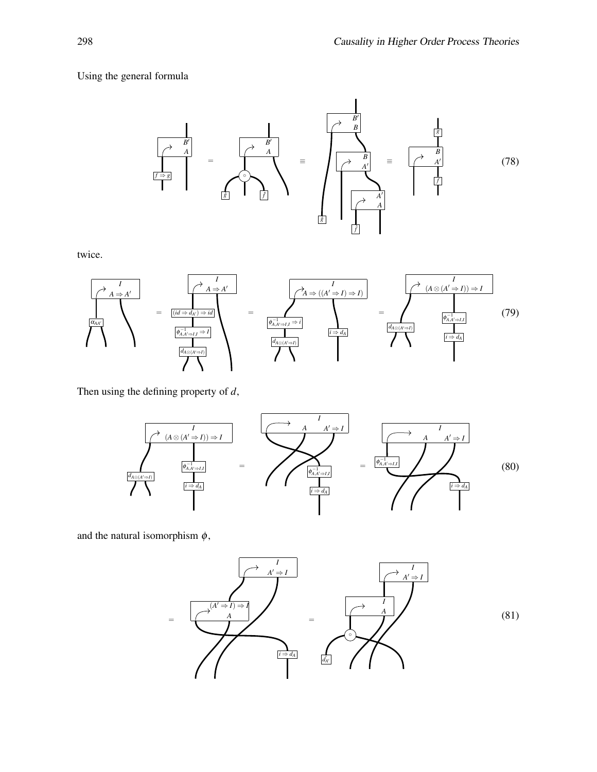Using the general formula

$$(78)$$

twice.

$$(79)$$

Then using the defining property of $d$,

$$(80)$$

and the natural isomorphism $\phi$,

$$(81)$$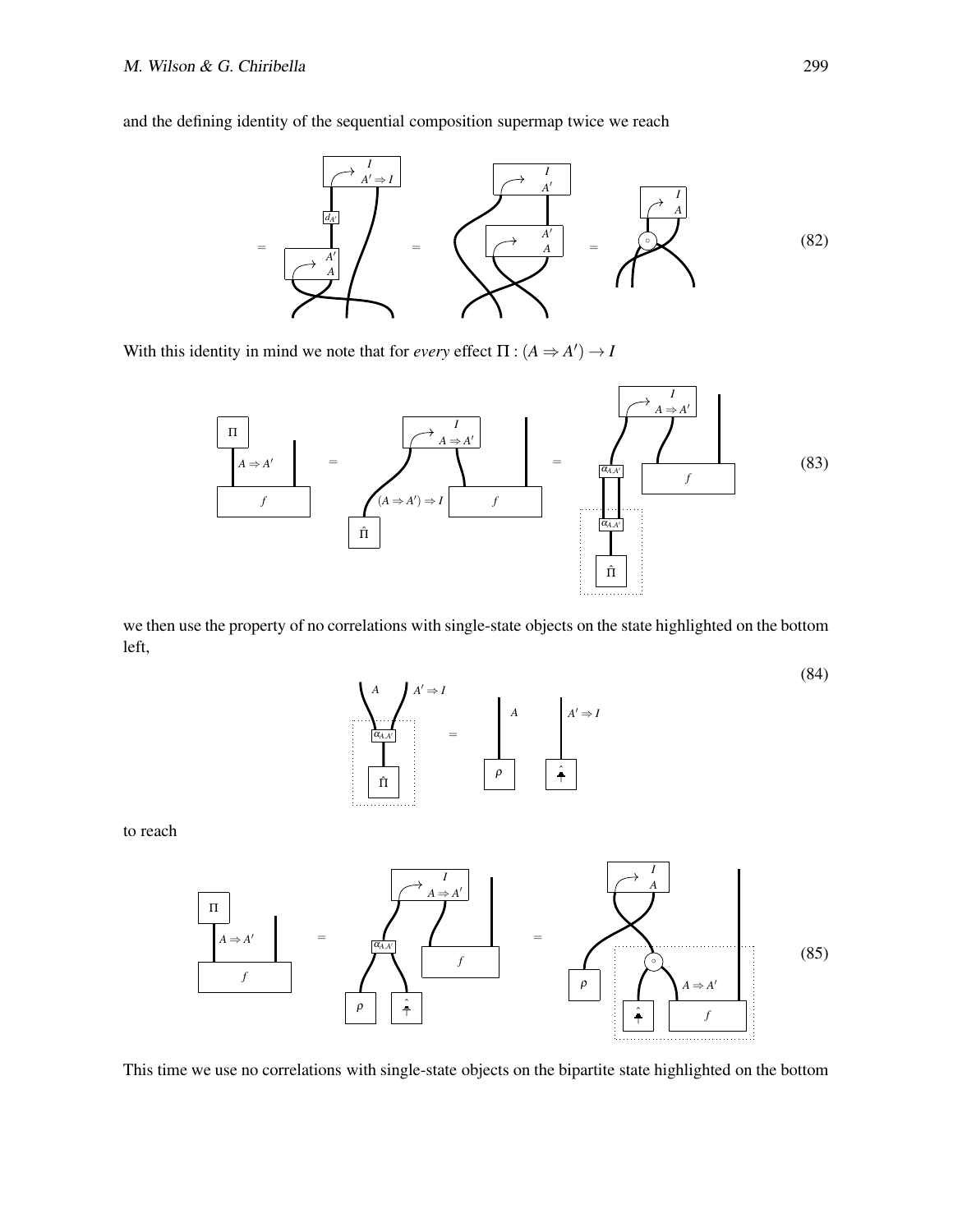and the defining identity of the sequential composition supermap twice we reach

(82)

With this identity in mind we note that for *every* effect $\Pi : (A \Rightarrow A') \to I$

(83)

we then use the property of no correlations with single-state objects on the state highlighted on the bottom left,

(84)

to reach

(85)

This time we use no correlations with single-state objects on the bipartite state highlighted on the bottom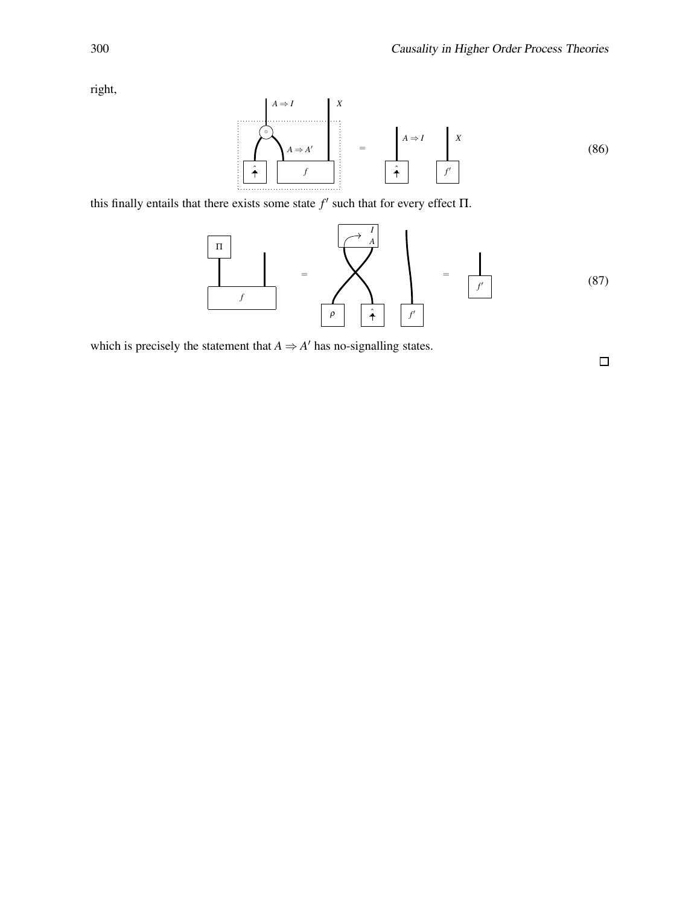right,

$$A \Rightarrow I \quad X \qquad\qquad A \Rightarrow I \quad X$$
$$A \Rightarrow A' \qquad = \qquad \hat{\top} \quad f' \tag{86}$$
$$\hat{\top} \quad f$$

this finally entails that there exists some state $f'$ such that for every effect $\Pi$.

$$\Pi \qquad\qquad I$$
$$\qquad\qquad\qquad A$$
$$\qquad = \qquad\qquad = \quad f' \tag{87}$$
$$f \qquad\qquad \rho \quad \hat{\top} \quad f'$$

which is precisely the statement that $A \Rightarrow A'$ has no-signalling states.

□